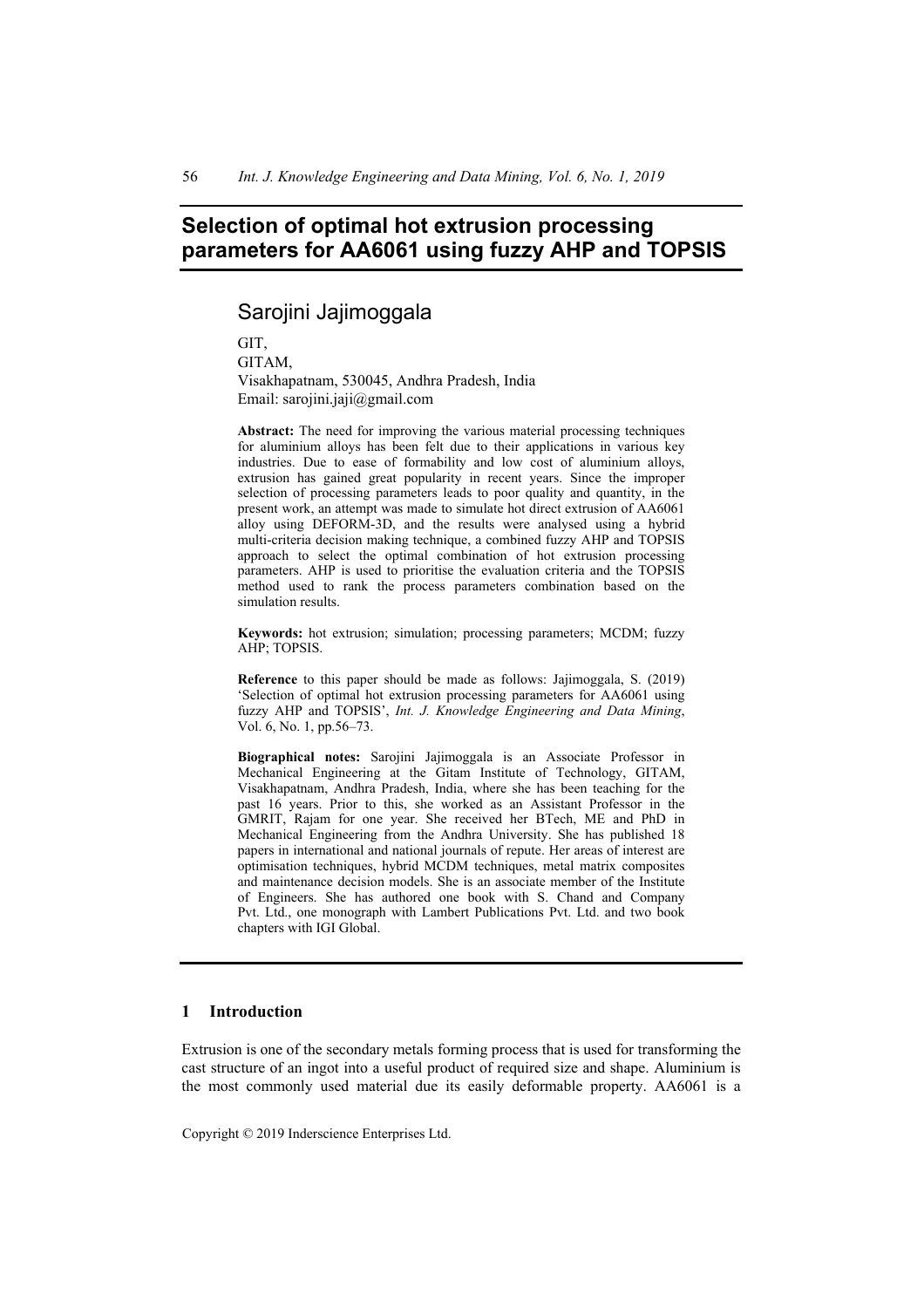# Selection of optimal hot extrusion processing parameters for AA6061 using fuzzy AHP and TOPSIS

## Sarojini Jajimoggala

GIT,
GITAM,
Visakhapatnam, 530045, Andhra Pradesh, India
Email: sarojini.jaji@gmail.com

**Abstract:** The need for improving the various material processing techniques for aluminium alloys has been felt due to their applications in various key industries. Due to ease of formability and low cost of aluminium alloys, extrusion has gained great popularity in recent years. Since the improper selection of processing parameters leads to poor quality and quantity, in the present work, an attempt was made to simulate hot direct extrusion of AA6061 alloy using DEFORM-3D, and the results were analysed using a hybrid multi-criteria decision making technique, a combined fuzzy AHP and TOPSIS approach to select the optimal combination of hot extrusion processing parameters. AHP is used to prioritise the evaluation criteria and the TOPSIS method used to rank the process parameters combination based on the simulation results.

**Keywords:** hot extrusion; simulation; processing parameters; MCDM; fuzzy AHP; TOPSIS.

**Reference** to this paper should be made as follows: Jajimoggala, S. (2019) 'Selection of optimal hot extrusion processing parameters for AA6061 using fuzzy AHP and TOPSIS', *Int. J. Knowledge Engineering and Data Mining*, Vol. 6, No. 1, pp.56–73.

**Biographical notes:** Sarojini Jajimoggala is an Associate Professor in Mechanical Engineering at the Gitam Institute of Technology, GITAM, Visakhapatnam, Andhra Pradesh, India, where she has been teaching for the past 16 years. Prior to this, she worked as an Assistant Professor in the GMRIT, Rajam for one year. She received her BTech, ME and PhD in Mechanical Engineering from the Andhra University. She has published 18 papers in international and national journals of repute. Her areas of interest are optimisation techniques, hybrid MCDM techniques, metal matrix composites and maintenance decision models. She is an associate member of the Institute of Engineers. She has authored one book with S. Chand and Company Pvt. Ltd., one monograph with Lambert Publications Pvt. Ltd. and two book chapters with IGI Global.

## 1 Introduction

Extrusion is one of the secondary metals forming process that is used for transforming the cast structure of an ingot into a useful product of required size and shape. Aluminium is the most commonly used material due its easily deformable property. AA6061 is a

Copyright © 2019 Inderscience Enterprises Ltd.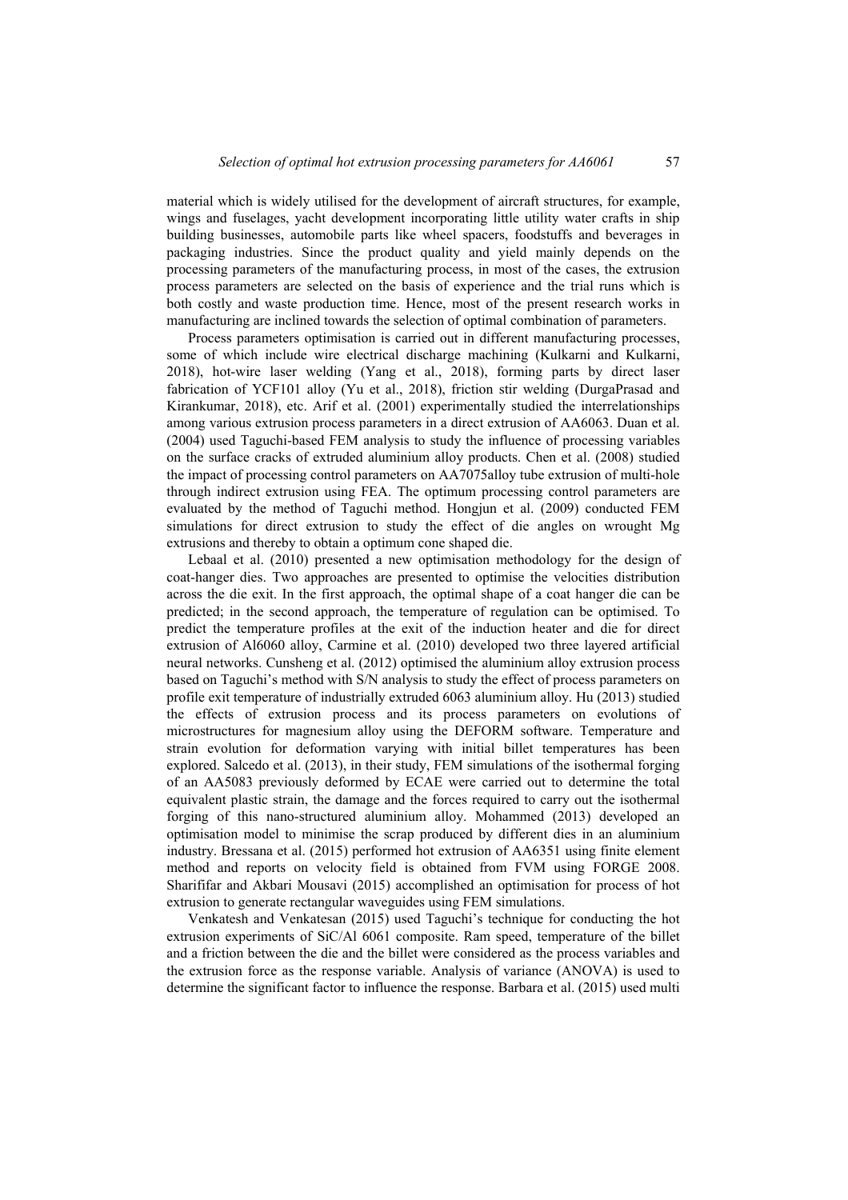material which is widely utilised for the development of aircraft structures, for example, wings and fuselages, yacht development incorporating little utility water crafts in ship building businesses, automobile parts like wheel spacers, foodstuffs and beverages in packaging industries. Since the product quality and yield mainly depends on the processing parameters of the manufacturing process, in most of the cases, the extrusion process parameters are selected on the basis of experience and the trial runs which is both costly and waste production time. Hence, most of the present research works in manufacturing are inclined towards the selection of optimal combination of parameters.

Process parameters optimisation is carried out in different manufacturing processes, some of which include wire electrical discharge machining (Kulkarni and Kulkarni, 2018), hot-wire laser welding (Yang et al., 2018), forming parts by direct laser fabrication of YCF101 alloy (Yu et al., 2018), friction stir welding (DurgaPrasad and Kirankumar, 2018), etc. Arif et al. (2001) experimentally studied the interrelationships among various extrusion process parameters in a direct extrusion of AA6063. Duan et al. (2004) used Taguchi-based FEM analysis to study the influence of processing variables on the surface cracks of extruded aluminium alloy products. Chen et al. (2008) studied the impact of processing control parameters on AA7075alloy tube extrusion of multi-hole through indirect extrusion using FEA. The optimum processing control parameters are evaluated by the method of Taguchi method. Hongjun et al. (2009) conducted FEM simulations for direct extrusion to study the effect of die angles on wrought Mg extrusions and thereby to obtain a optimum cone shaped die.

Lebaal et al. (2010) presented a new optimisation methodology for the design of coat-hanger dies. Two approaches are presented to optimise the velocities distribution across the die exit. In the first approach, the optimal shape of a coat hanger die can be predicted; in the second approach, the temperature of regulation can be optimised. To predict the temperature profiles at the exit of the induction heater and die for direct extrusion of Al6060 alloy, Carmine et al. (2010) developed two three layered artificial neural networks. Cunsheng et al. (2012) optimised the aluminium alloy extrusion process based on Taguchi's method with S/N analysis to study the effect of process parameters on profile exit temperature of industrially extruded 6063 aluminium alloy. Hu (2013) studied the effects of extrusion process and its process parameters on evolutions of microstructures for magnesium alloy using the DEFORM software. Temperature and strain evolution for deformation varying with initial billet temperatures has been explored. Salcedo et al. (2013), in their study, FEM simulations of the isothermal forging of an AA5083 previously deformed by ECAE were carried out to determine the total equivalent plastic strain, the damage and the forces required to carry out the isothermal forging of this nano-structured aluminium alloy. Mohammed (2013) developed an optimisation model to minimise the scrap produced by different dies in an aluminium industry. Bressana et al. (2015) performed hot extrusion of AA6351 using finite element method and reports on velocity field is obtained from FVM using FORGE 2008. Sharififar and Akbari Mousavi (2015) accomplished an optimisation for process of hot extrusion to generate rectangular waveguides using FEM simulations.

Venkatesh and Venkatesan (2015) used Taguchi's technique for conducting the hot extrusion experiments of SiC/Al 6061 composite. Ram speed, temperature of the billet and a friction between the die and the billet were considered as the process variables and the extrusion force as the response variable. Analysis of variance (ANOVA) is used to determine the significant factor to influence the response. Barbara et al. (2015) used multi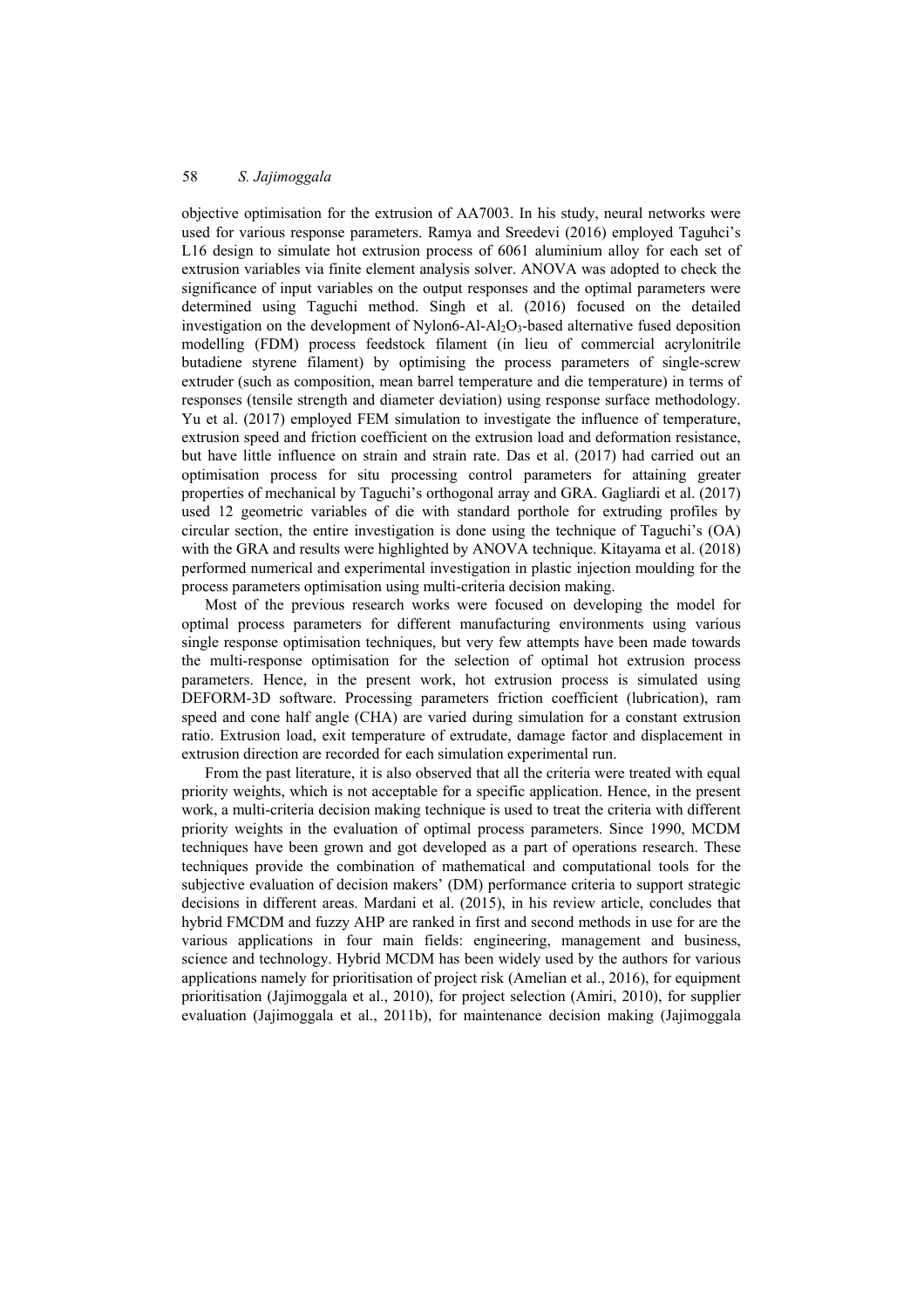objective optimisation for the extrusion of AA7003. In his study, neural networks were used for various response parameters. Ramya and Sreedevi (2016) employed Taguhci's L16 design to simulate hot extrusion process of 6061 aluminium alloy for each set of extrusion variables via finite element analysis solver. ANOVA was adopted to check the significance of input variables on the output responses and the optimal parameters were determined using Taguchi method. Singh et al. (2016) focused on the detailed investigation on the development of Nylon6-Al-$Al_2O_3$-based alternative fused deposition modelling (FDM) process feedstock filament (in lieu of commercial acrylonitrile butadiene styrene filament) by optimising the process parameters of single-screw extruder (such as composition, mean barrel temperature and die temperature) in terms of responses (tensile strength and diameter deviation) using response surface methodology. Yu et al. (2017) employed FEM simulation to investigate the influence of temperature, extrusion speed and friction coefficient on the extrusion load and deformation resistance, but have little influence on strain and strain rate. Das et al. (2017) had carried out an optimisation process for situ processing control parameters for attaining greater properties of mechanical by Taguchi's orthogonal array and GRA. Gagliardi et al. (2017) used 12 geometric variables of die with standard porthole for extruding profiles by circular section, the entire investigation is done using the technique of Taguchi's (OA) with the GRA and results were highlighted by ANOVA technique. Kitayama et al. (2018) performed numerical and experimental investigation in plastic injection moulding for the process parameters optimisation using multi-criteria decision making.

Most of the previous research works were focused on developing the model for optimal process parameters for different manufacturing environments using various single response optimisation techniques, but very few attempts have been made towards the multi-response optimisation for the selection of optimal hot extrusion process parameters. Hence, in the present work, hot extrusion process is simulated using DEFORM-3D software. Processing parameters friction coefficient (lubrication), ram speed and cone half angle (CHA) are varied during simulation for a constant extrusion ratio. Extrusion load, exit temperature of extrudate, damage factor and displacement in extrusion direction are recorded for each simulation experimental run.

From the past literature, it is also observed that all the criteria were treated with equal priority weights, which is not acceptable for a specific application. Hence, in the present work, a multi-criteria decision making technique is used to treat the criteria with different priority weights in the evaluation of optimal process parameters. Since 1990, MCDM techniques have been grown and got developed as a part of operations research. These techniques provide the combination of mathematical and computational tools for the subjective evaluation of decision makers' (DM) performance criteria to support strategic decisions in different areas. Mardani et al. (2015), in his review article, concludes that hybrid FMCDM and fuzzy AHP are ranked in first and second methods in use for are the various applications in four main fields: engineering, management and business, science and technology. Hybrid MCDM has been widely used by the authors for various applications namely for prioritisation of project risk (Amelian et al., 2016), for equipment prioritisation (Jajimoggala et al., 2010), for project selection (Amiri, 2010), for supplier evaluation (Jajimoggala et al., 2011b), for maintenance decision making (Jajimoggala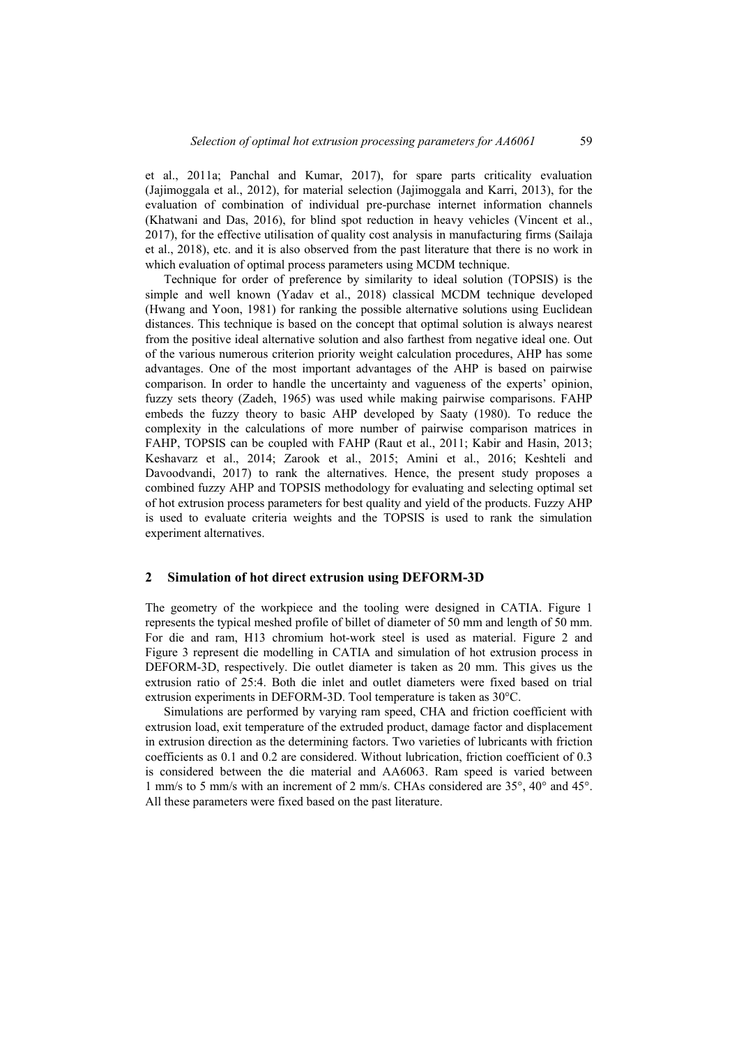et al., 2011a; Panchal and Kumar, 2017), for spare parts criticality evaluation (Jajimoggala et al., 2012), for material selection (Jajimoggala and Karri, 2013), for the evaluation of combination of individual pre-purchase internet information channels (Khatwani and Das, 2016), for blind spot reduction in heavy vehicles (Vincent et al., 2017), for the effective utilisation of quality cost analysis in manufacturing firms (Sailaja et al., 2018), etc. and it is also observed from the past literature that there is no work in which evaluation of optimal process parameters using MCDM technique.

Technique for order of preference by similarity to ideal solution (TOPSIS) is the simple and well known (Yadav et al., 2018) classical MCDM technique developed (Hwang and Yoon, 1981) for ranking the possible alternative solutions using Euclidean distances. This technique is based on the concept that optimal solution is always nearest from the positive ideal alternative solution and also farthest from negative ideal one. Out of the various numerous criterion priority weight calculation procedures, AHP has some advantages. One of the most important advantages of the AHP is based on pairwise comparison. In order to handle the uncertainty and vagueness of the experts' opinion, fuzzy sets theory (Zadeh, 1965) was used while making pairwise comparisons. FAHP embeds the fuzzy theory to basic AHP developed by Saaty (1980). To reduce the complexity in the calculations of more number of pairwise comparison matrices in FAHP, TOPSIS can be coupled with FAHP (Raut et al., 2011; Kabir and Hasin, 2013; Keshavarz et al., 2014; Zarook et al., 2015; Amini et al., 2016; Keshteli and Davoodvandi, 2017) to rank the alternatives. Hence, the present study proposes a combined fuzzy AHP and TOPSIS methodology for evaluating and selecting optimal set of hot extrusion process parameters for best quality and yield of the products. Fuzzy AHP is used to evaluate criteria weights and the TOPSIS is used to rank the simulation experiment alternatives.

## 2 Simulation of hot direct extrusion using DEFORM-3D

The geometry of the workpiece and the tooling were designed in CATIA. Figure 1 represents the typical meshed profile of billet of diameter of 50 mm and length of 50 mm. For die and ram, H13 chromium hot-work steel is used as material. Figure 2 and Figure 3 represent die modelling in CATIA and simulation of hot extrusion process in DEFORM-3D, respectively. Die outlet diameter is taken as 20 mm. This gives us the extrusion ratio of 25:4. Both die inlet and outlet diameters were fixed based on trial extrusion experiments in DEFORM-3D. Tool temperature is taken as 30°C.

Simulations are performed by varying ram speed, CHA and friction coefficient with extrusion load, exit temperature of the extruded product, damage factor and displacement in extrusion direction as the determining factors. Two varieties of lubricants with friction coefficients as 0.1 and 0.2 are considered. Without lubrication, friction coefficient of 0.3 is considered between the die material and AA6063. Ram speed is varied between 1 mm/s to 5 mm/s with an increment of 2 mm/s. CHAs considered are 35°, 40° and 45°. All these parameters were fixed based on the past literature.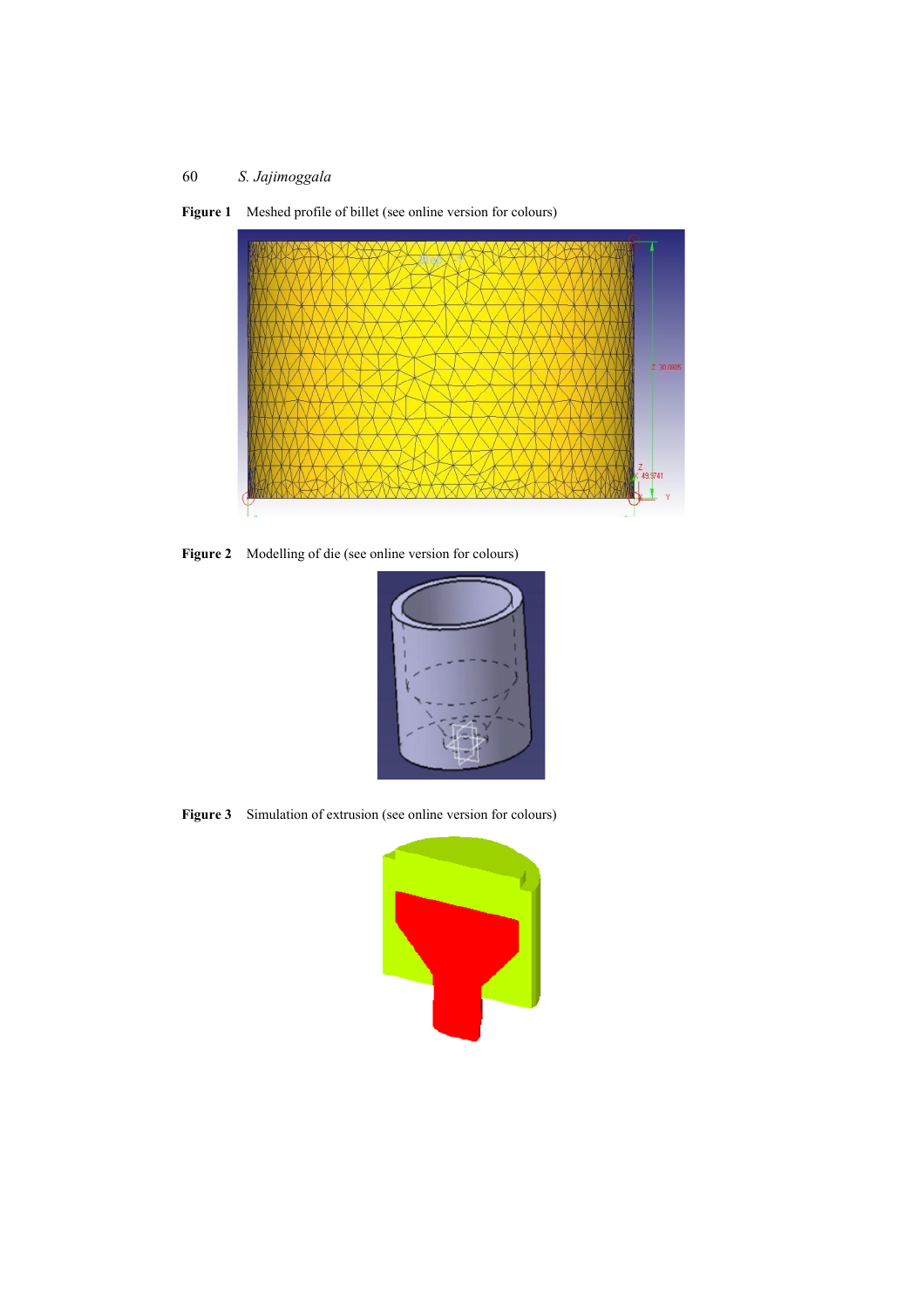**Figure 1** Meshed profile of billet (see online version for colours)

**Figure 2** Modelling of die (see online version for colours)

**Figure 3** Simulation of extrusion (see online version for colours)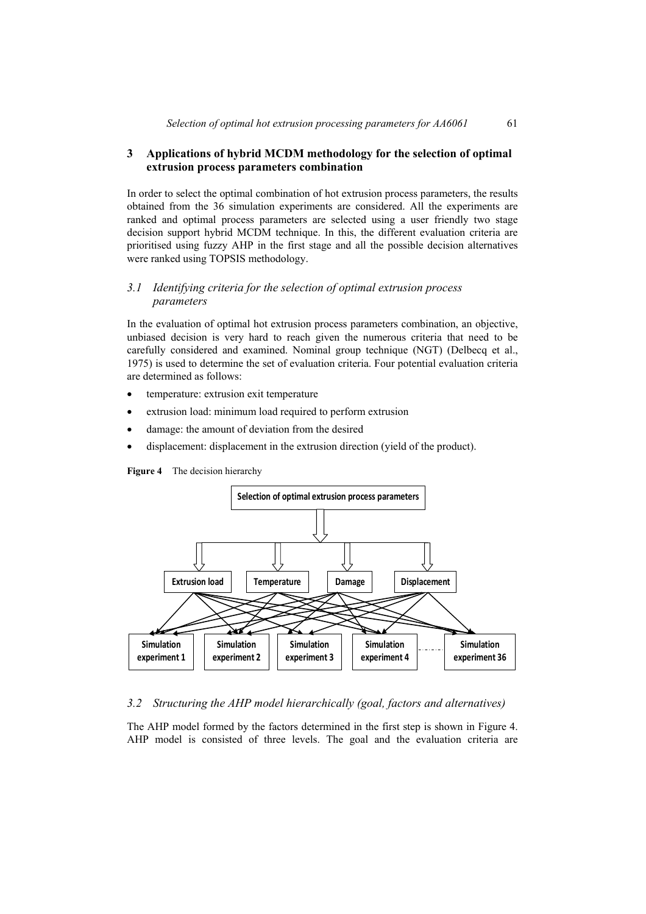## 3 Applications of hybrid MCDM methodology for the selection of optimal extrusion process parameters combination

In order to select the optimal combination of hot extrusion process parameters, the results obtained from the 36 simulation experiments are considered. All the experiments are ranked and optimal process parameters are selected using a user friendly two stage decision support hybrid MCDM technique. In this, the different evaluation criteria are prioritised using fuzzy AHP in the first stage and all the possible decision alternatives were ranked using TOPSIS methodology.

### *3.1 Identifying criteria for the selection of optimal extrusion process parameters*

In the evaluation of optimal hot extrusion process parameters combination, an objective, unbiased decision is very hard to reach given the numerous criteria that need to be carefully considered and examined. Nominal group technique (NGT) (Delbecq et al., 1975) is used to determine the set of evaluation criteria. Four potential evaluation criteria are determined as follows:

- temperature: extrusion exit temperature
- extrusion load: minimum load required to perform extrusion
- damage: the amount of deviation from the desired
- displacement: displacement in the extrusion direction (yield of the product).

**Figure 4** The decision hierarchy

Selection of optimal extrusion process parameters

Extrusion load | Temperature | Damage | Displacement

Simulation experiment 1 | Simulation experiment 2 | Simulation experiment 3 | Simulation experiment 4 | ... | Simulation experiment 36

### *3.2 Structuring the AHP model hierarchically (goal, factors and alternatives)*

The AHP model formed by the factors determined in the first step is shown in Figure 4. AHP model is consisted of three levels. The goal and the evaluation criteria are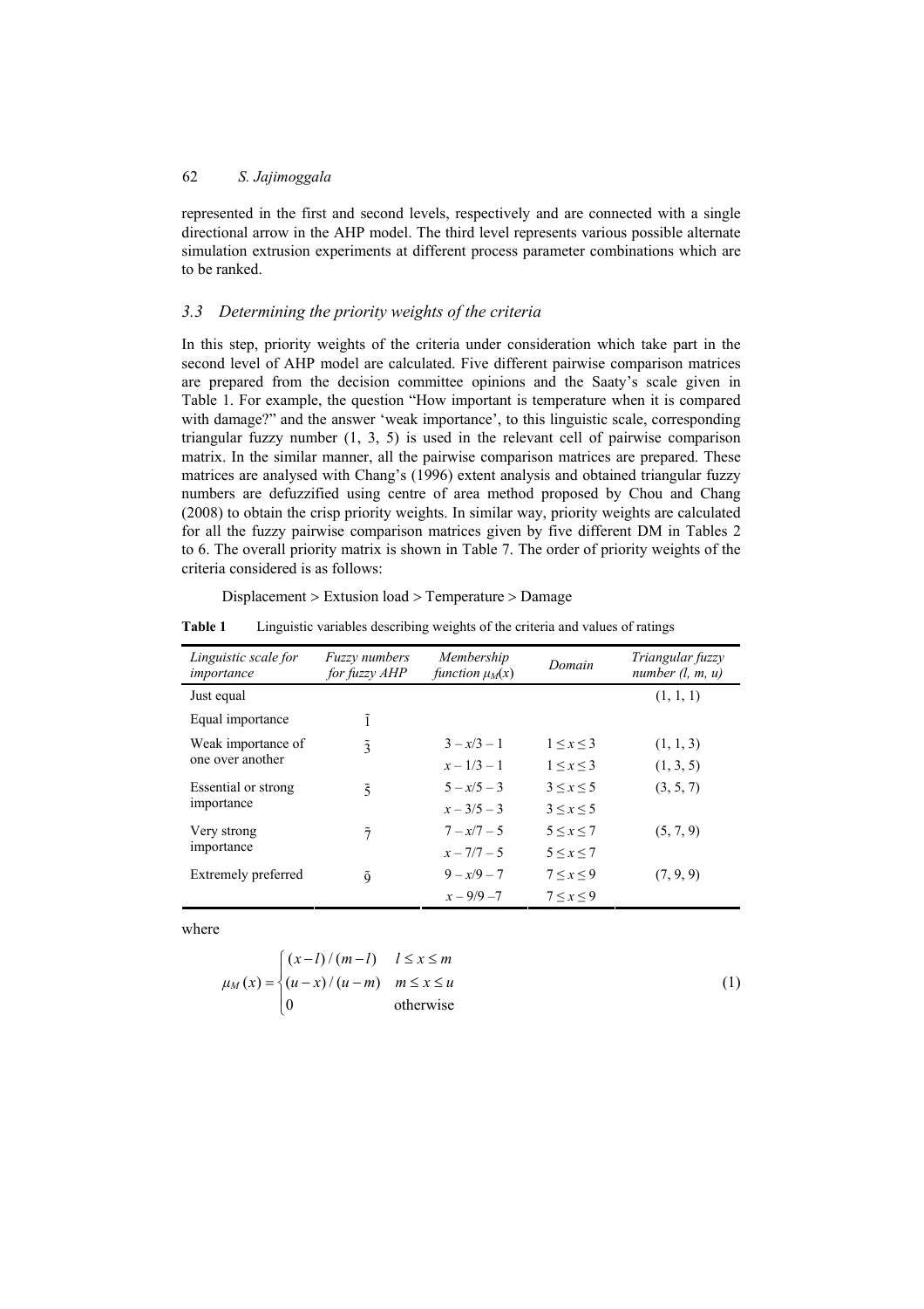represented in the first and second levels, respectively and are connected with a single directional arrow in the AHP model. The third level represents various possible alternate simulation extrusion experiments at different process parameter combinations which are to be ranked.

### 3.3 Determining the priority weights of the criteria

In this step, priority weights of the criteria under consideration which take part in the second level of AHP model are calculated. Five different pairwise comparison matrices are prepared from the decision committee opinions and the Saaty's scale given in Table 1. For example, the question "How important is temperature when it is compared with damage?" and the answer 'weak importance', to this linguistic scale, corresponding triangular fuzzy number (1, 3, 5) is used in the relevant cell of pairwise comparison matrix. In the similar manner, all the pairwise comparison matrices are prepared. These matrices are analysed with Chang's (1996) extent analysis and obtained triangular fuzzy numbers are defuzzified using centre of area method proposed by Chou and Chang (2008) to obtain the crisp priority weights. In similar way, priority weights are calculated for all the fuzzy pairwise comparison matrices given by five different DM in Tables 2 to 6. The overall priority matrix is shown in Table 7. The order of priority weights of the criteria considered is as follows:

Displacement > Extusion load > Temperature > Damage

**Table 1** Linguistic variables describing weights of the criteria and values of ratings

| *Linguistic scale for importance* | *Fuzzy numbers for fuzzy AHP* | *Membership function $\mu_M(x)$* | *Domain* | *Triangular fuzzy number (l, m, u)* |
|---|---|---|---|---|
| Just equal | | | | (1, 1, 1) |
| Equal importance | $\tilde{1}$ | | | |
| Weak importance of one over another | $\tilde{3}$ | $3 - x/3 - 1$ | $1 \le x \le 3$ | (1, 1, 3) |
| | | $x - 1/3 - 1$ | $1 \le x \le 3$ | (1, 3, 5) |
| Essential or strong importance | $\tilde{5}$ | $5 - x/5 - 3$ | $3 \le x \le 5$ | (3, 5, 7) |
| | | $x - 3/5 - 3$ | $3 \le x \le 5$ | |
| Very strong importance | $\tilde{7}$ | $7 - x/7 - 5$ | $5 \le x \le 7$ | (5, 7, 9) |
| | | $x - 7/7 - 5$ | $5 \le x \le 7$ | |
| Extremely preferred | $\tilde{9}$ | $9 - x/9 - 7$ | $7 \le x \le 9$ | (7, 9, 9) |
| | | $x - 9/9 - 7$ | $7 \le x \le 9$ | |

where

$$\mu_M(x) = \begin{cases} (x-l)/(m-l) & l \le x \le m \\ (u-x)/(u-m) & m \le x \le u \\ 0 & \text{otherwise} \end{cases} \tag{1}$$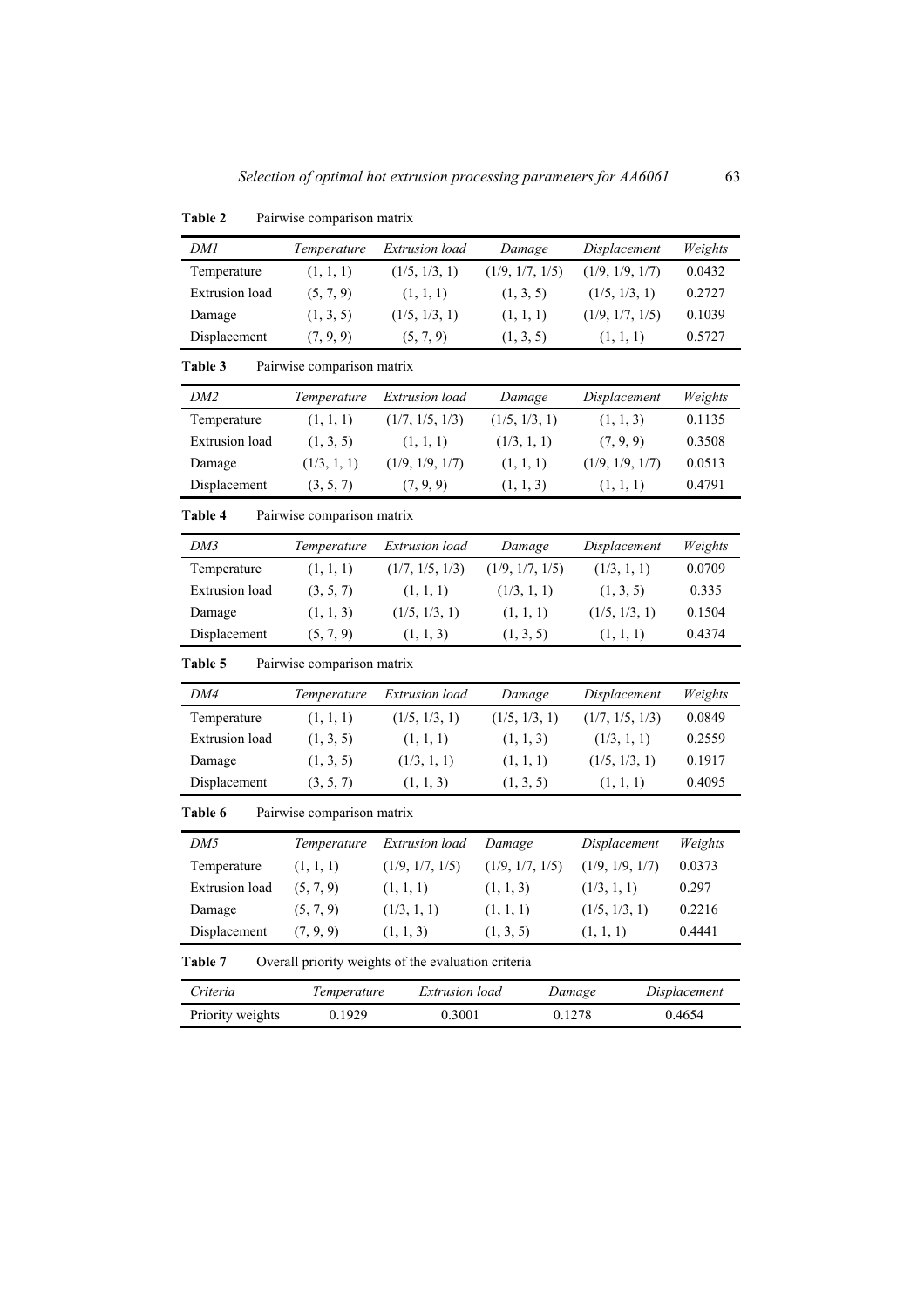**Table 2** Pairwise comparison matrix

| *DM1* | *Temperature* | *Extrusion load* | *Damage* | *Displacement* | *Weights* |
|---|---|---|---|---|---|
| Temperature | (1, 1, 1) | (1/5, 1/3, 1) | (1/9, 1/7, 1/5) | (1/9, 1/9, 1/7) | 0.0432 |
| Extrusion load | (5, 7, 9) | (1, 1, 1) | (1, 3, 5) | (1/5, 1/3, 1) | 0.2727 |
| Damage | (1, 3, 5) | (1/5, 1/3, 1) | (1, 1, 1) | (1/9, 1/7, 1/5) | 0.1039 |
| Displacement | (7, 9, 9) | (5, 7, 9) | (1, 3, 5) | (1, 1, 1) | 0.5727 |

**Table 3** Pairwise comparison matrix

| *DM2* | *Temperature* | *Extrusion load* | *Damage* | *Displacement* | *Weights* |
|---|---|---|---|---|---|
| Temperature | (1, 1, 1) | (1/7, 1/5, 1/3) | (1/5, 1/3, 1) | (1, 1, 3) | 0.1135 |
| Extrusion load | (1, 3, 5) | (1, 1, 1) | (1/3, 1, 1) | (7, 9, 9) | 0.3508 |
| Damage | (1/3, 1, 1) | (1/9, 1/9, 1/7) | (1, 1, 1) | (1/9, 1/9, 1/7) | 0.0513 |
| Displacement | (3, 5, 7) | (7, 9, 9) | (1, 1, 3) | (1, 1, 1) | 0.4791 |

**Table 4** Pairwise comparison matrix

| *DM3* | *Temperature* | *Extrusion load* | *Damage* | *Displacement* | *Weights* |
|---|---|---|---|---|---|
| Temperature | (1, 1, 1) | (1/7, 1/5, 1/3) | (1/9, 1/7, 1/5) | (1/3, 1, 1) | 0.0709 |
| Extrusion load | (3, 5, 7) | (1, 1, 1) | (1/3, 1, 1) | (1, 3, 5) | 0.335 |
| Damage | (1, 1, 3) | (1/5, 1/3, 1) | (1, 1, 1) | (1/5, 1/3, 1) | 0.1504 |
| Displacement | (5, 7, 9) | (1, 1, 3) | (1, 3, 5) | (1, 1, 1) | 0.4374 |

**Table 5** Pairwise comparison matrix

| *DM4* | *Temperature* | *Extrusion load* | *Damage* | *Displacement* | *Weights* |
|---|---|---|---|---|---|
| Temperature | (1, 1, 1) | (1/5, 1/3, 1) | (1/5, 1/3, 1) | (1/7, 1/5, 1/3) | 0.0849 |
| Extrusion load | (1, 3, 5) | (1, 1, 1) | (1, 1, 3) | (1/3, 1, 1) | 0.2559 |
| Damage | (1, 3, 5) | (1/3, 1, 1) | (1, 1, 1) | (1/5, 1/3, 1) | 0.1917 |
| Displacement | (3, 5, 7) | (1, 1, 3) | (1, 3, 5) | (1, 1, 1) | 0.4095 |

**Table 6** Pairwise comparison matrix

| *DM5* | *Temperature* | *Extrusion load* | *Damage* | *Displacement* | *Weights* |
|---|---|---|---|---|---|
| Temperature | (1, 1, 1) | (1/9, 1/7, 1/5) | (1/9, 1/7, 1/5) | (1/9, 1/9, 1/7) | 0.0373 |
| Extrusion load | (5, 7, 9) | (1, 1, 1) | (1, 1, 3) | (1/3, 1, 1) | 0.297 |
| Damage | (5, 7, 9) | (1/3, 1, 1) | (1, 1, 1) | (1/5, 1/3, 1) | 0.2216 |
| Displacement | (7, 9, 9) | (1, 1, 3) | (1, 3, 5) | (1, 1, 1) | 0.4441 |

**Table 7** Overall priority weights of the evaluation criteria

| *Criteria* | *Temperature* | *Extrusion load* | *Damage* | *Displacement* |
|---|---|---|---|---|
| Priority weights | 0.1929 | 0.3001 | 0.1278 | 0.4654 |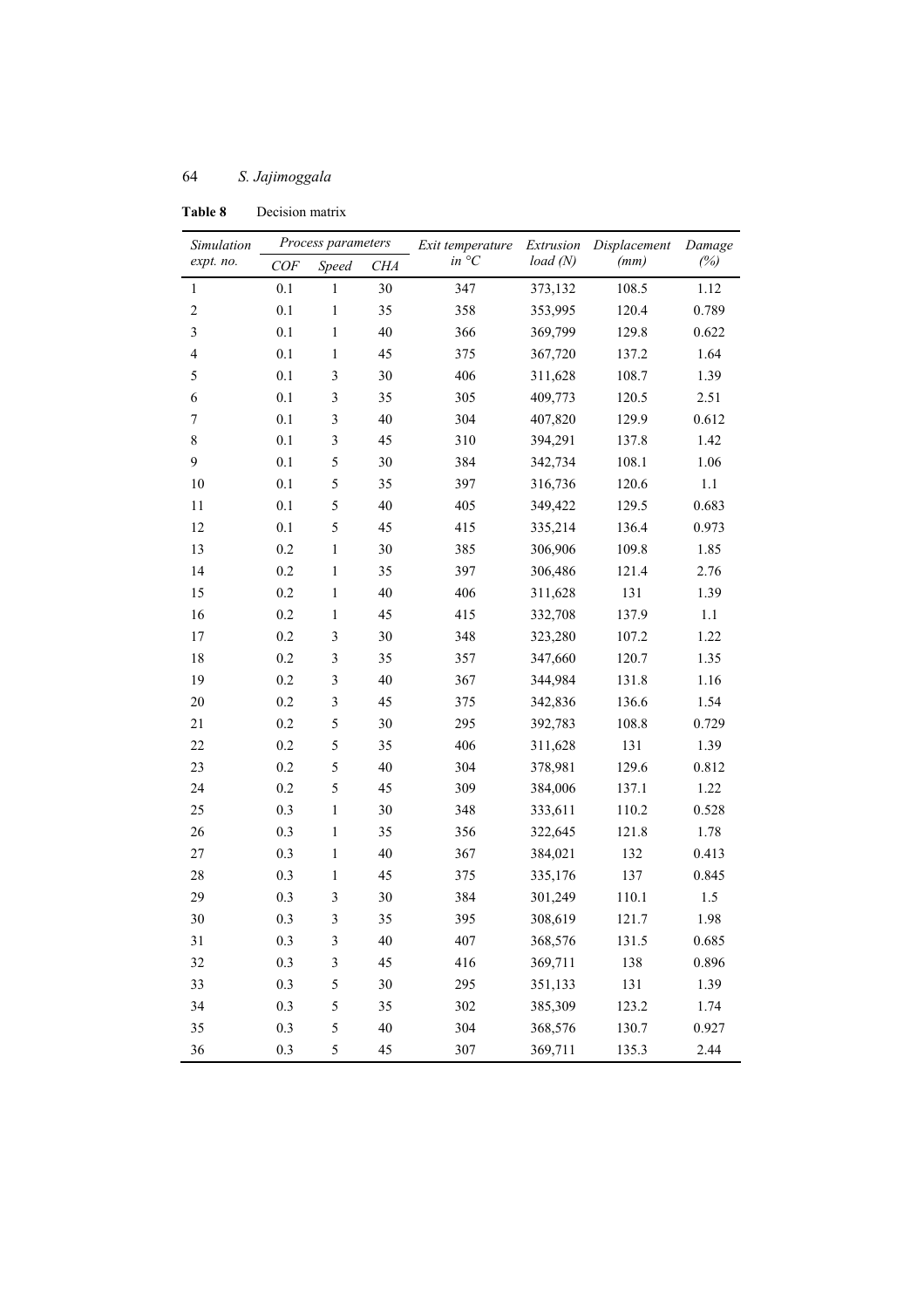**Table 8** Decision matrix

| *Simulation expt. no.* | *Process parameters* | | | *Exit temperature in °C* | *Extrusion load (N)* | *Displacement (mm)* | *Damage (%)* |
|---|---|---|---|---|---|---|---|
| | *COF* | *Speed* | *CHA* | | | | |
| 1 | 0.1 | 1 | 30 | 347 | 373,132 | 108.5 | 1.12 |
| 2 | 0.1 | 1 | 35 | 358 | 353,995 | 120.4 | 0.789 |
| 3 | 0.1 | 1 | 40 | 366 | 369,799 | 129.8 | 0.622 |
| 4 | 0.1 | 1 | 45 | 375 | 367,720 | 137.2 | 1.64 |
| 5 | 0.1 | 3 | 30 | 406 | 311,628 | 108.7 | 1.39 |
| 6 | 0.1 | 3 | 35 | 305 | 409,773 | 120.5 | 2.51 |
| 7 | 0.1 | 3 | 40 | 304 | 407,820 | 129.9 | 0.612 |
| 8 | 0.1 | 3 | 45 | 310 | 394,291 | 137.8 | 1.42 |
| 9 | 0.1 | 5 | 30 | 384 | 342,734 | 108.1 | 1.06 |
| 10 | 0.1 | 5 | 35 | 397 | 316,736 | 120.6 | 1.1 |
| 11 | 0.1 | 5 | 40 | 405 | 349,422 | 129.5 | 0.683 |
| 12 | 0.1 | 5 | 45 | 415 | 335,214 | 136.4 | 0.973 |
| 13 | 0.2 | 1 | 30 | 385 | 306,906 | 109.8 | 1.85 |
| 14 | 0.2 | 1 | 35 | 397 | 306,486 | 121.4 | 2.76 |
| 15 | 0.2 | 1 | 40 | 406 | 311,628 | 131 | 1.39 |
| 16 | 0.2 | 1 | 45 | 415 | 332,708 | 137.9 | 1.1 |
| 17 | 0.2 | 3 | 30 | 348 | 323,280 | 107.2 | 1.22 |
| 18 | 0.2 | 3 | 35 | 357 | 347,660 | 120.7 | 1.35 |
| 19 | 0.2 | 3 | 40 | 367 | 344,984 | 131.8 | 1.16 |
| 20 | 0.2 | 3 | 45 | 375 | 342,836 | 136.6 | 1.54 |
| 21 | 0.2 | 5 | 30 | 295 | 392,783 | 108.8 | 0.729 |
| 22 | 0.2 | 5 | 35 | 406 | 311,628 | 131 | 1.39 |
| 23 | 0.2 | 5 | 40 | 304 | 378,981 | 129.6 | 0.812 |
| 24 | 0.2 | 5 | 45 | 309 | 384,006 | 137.1 | 1.22 |
| 25 | 0.3 | 1 | 30 | 348 | 333,611 | 110.2 | 0.528 |
| 26 | 0.3 | 1 | 35 | 356 | 322,645 | 121.8 | 1.78 |
| 27 | 0.3 | 1 | 40 | 367 | 384,021 | 132 | 0.413 |
| 28 | 0.3 | 1 | 45 | 375 | 335,176 | 137 | 0.845 |
| 29 | 0.3 | 3 | 30 | 384 | 301,249 | 110.1 | 1.5 |
| 30 | 0.3 | 3 | 35 | 395 | 308,619 | 121.7 | 1.98 |
| 31 | 0.3 | 3 | 40 | 407 | 368,576 | 131.5 | 0.685 |
| 32 | 0.3 | 3 | 45 | 416 | 369,711 | 138 | 0.896 |
| 33 | 0.3 | 5 | 30 | 295 | 351,133 | 131 | 1.39 |
| 34 | 0.3 | 5 | 35 | 302 | 385,309 | 123.2 | 1.74 |
| 35 | 0.3 | 5 | 40 | 304 | 368,576 | 130.7 | 0.927 |
| 36 | 0.3 | 5 | 45 | 307 | 369,711 | 135.3 | 2.44 |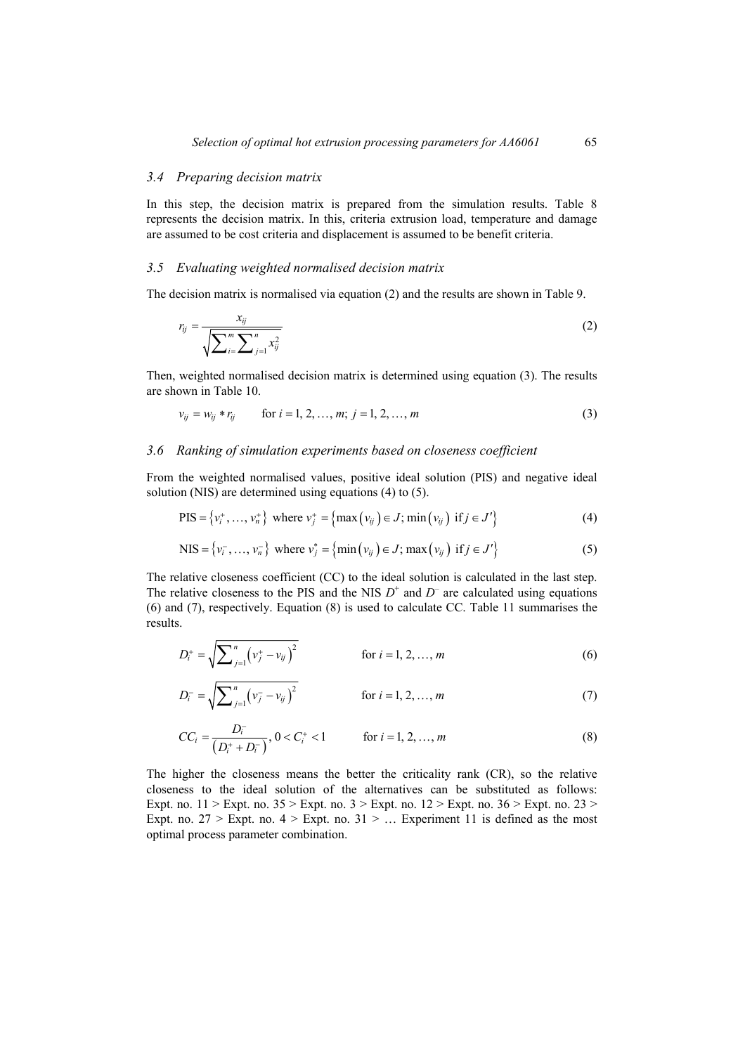### 3.4 Preparing decision matrix

In this step, the decision matrix is prepared from the simulation results. Table 8 represents the decision matrix. In this, criteria extrusion load, temperature and damage are assumed to be cost criteria and displacement is assumed to be benefit criteria.

### 3.5 Evaluating weighted normalised decision matrix

The decision matrix is normalised via equation (2) and the results are shown in Table 9.

$$r_{ij} = \frac{x_{ij}}{\sqrt{\sum_{i=}^{m} \sum_{j=1}^{n} x_{ij}^2}} \tag{2}$$

Then, weighted normalised decision matrix is determined using equation (3). The results are shown in Table 10.

$$v_{ij} = w_{ij} * r_{ij} \qquad \text{for } i = 1, 2, \ldots, m;\ j = 1, 2, \ldots, m \tag{3}$$

### 3.6 Ranking of simulation experiments based on closeness coefficient

From the weighted normalised values, positive ideal solution (PIS) and negative ideal solution (NIS) are determined using equations (4) to (5).

$$\text{PIS} = \left\{v_i^+, \ldots, v_n^+\right\} \text{ where } v_j^+ = \left\{\max\left(v_{ij}\right) \in J; \min\left(v_{ij}\right) \text{ if } j \in J'\right\} \tag{4}$$

$$\text{NIS} = \left\{v_i^-, \ldots, v_n^-\right\} \text{ where } v_j^* = \left\{\min\left(v_{ij}\right) \in J; \max\left(v_{ij}\right) \text{ if } j \in J'\right\} \tag{5}$$

The relative closeness coefficient (CC) to the ideal solution is calculated in the last step. The relative closeness to the PIS and the NIS $D^+$ and $D^-$ are calculated using equations (6) and (7), respectively. Equation (8) is used to calculate CC. Table 11 summarises the results.

$$D_i^+ = \sqrt{\sum_{j=1}^{n} \left(v_j^+ - v_{ij}\right)^2} \qquad \text{for } i = 1, 2, \ldots, m \tag{6}$$

$$D_i^- = \sqrt{\sum_{j=1}^{n} \left(v_j^- - v_{ij}\right)^2} \qquad \text{for } i = 1, 2, \ldots, m \tag{7}$$

$$CC_i = \frac{D_i^-}{\left(D_i^+ + D_i^-\right)},\ 0 < C_i^+ < 1 \qquad \text{for } i = 1, 2, \ldots, m \tag{8}$$

The higher the closeness means the better the criticality rank (CR), so the relative closeness to the ideal solution of the alternatives can be substituted as follows: Expt. no. 11 > Expt. no. 35 > Expt. no. 3 > Expt. no. 12 > Expt. no. 36 > Expt. no. 23 > Expt. no. 27 > Expt. no. 4 > Expt. no. 31 > … Experiment 11 is defined as the most optimal process parameter combination.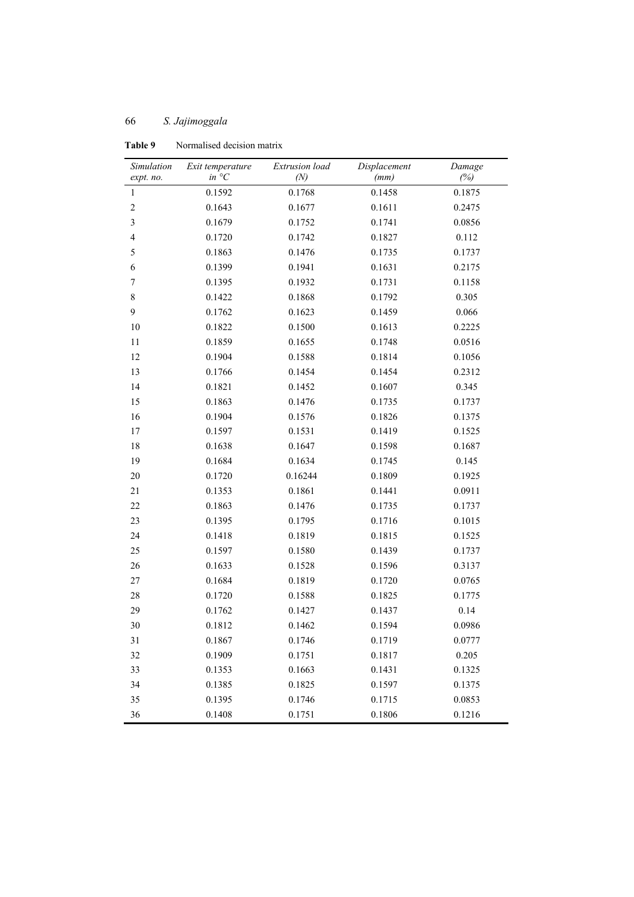**Table 9** Normalised decision matrix

| *Simulation expt. no.* | *Exit temperature in °C* | *Extrusion load (N)* | *Displacement (mm)* | *Damage (%)* |
|---|---|---|---|---|
| 1 | 0.1592 | 0.1768 | 0.1458 | 0.1875 |
| 2 | 0.1643 | 0.1677 | 0.1611 | 0.2475 |
| 3 | 0.1679 | 0.1752 | 0.1741 | 0.0856 |
| 4 | 0.1720 | 0.1742 | 0.1827 | 0.112 |
| 5 | 0.1863 | 0.1476 | 0.1735 | 0.1737 |
| 6 | 0.1399 | 0.1941 | 0.1631 | 0.2175 |
| 7 | 0.1395 | 0.1932 | 0.1731 | 0.1158 |
| 8 | 0.1422 | 0.1868 | 0.1792 | 0.305 |
| 9 | 0.1762 | 0.1623 | 0.1459 | 0.066 |
| 10 | 0.1822 | 0.1500 | 0.1613 | 0.2225 |
| 11 | 0.1859 | 0.1655 | 0.1748 | 0.0516 |
| 12 | 0.1904 | 0.1588 | 0.1814 | 0.1056 |
| 13 | 0.1766 | 0.1454 | 0.1454 | 0.2312 |
| 14 | 0.1821 | 0.1452 | 0.1607 | 0.345 |
| 15 | 0.1863 | 0.1476 | 0.1735 | 0.1737 |
| 16 | 0.1904 | 0.1576 | 0.1826 | 0.1375 |
| 17 | 0.1597 | 0.1531 | 0.1419 | 0.1525 |
| 18 | 0.1638 | 0.1647 | 0.1598 | 0.1687 |
| 19 | 0.1684 | 0.1634 | 0.1745 | 0.145 |
| 20 | 0.1720 | 0.16244 | 0.1809 | 0.1925 |
| 21 | 0.1353 | 0.1861 | 0.1441 | 0.0911 |
| 22 | 0.1863 | 0.1476 | 0.1735 | 0.1737 |
| 23 | 0.1395 | 0.1795 | 0.1716 | 0.1015 |
| 24 | 0.1418 | 0.1819 | 0.1815 | 0.1525 |
| 25 | 0.1597 | 0.1580 | 0.1439 | 0.1737 |
| 26 | 0.1633 | 0.1528 | 0.1596 | 0.3137 |
| 27 | 0.1684 | 0.1819 | 0.1720 | 0.0765 |
| 28 | 0.1720 | 0.1588 | 0.1825 | 0.1775 |
| 29 | 0.1762 | 0.1427 | 0.1437 | 0.14 |
| 30 | 0.1812 | 0.1462 | 0.1594 | 0.0986 |
| 31 | 0.1867 | 0.1746 | 0.1719 | 0.0777 |
| 32 | 0.1909 | 0.1751 | 0.1817 | 0.205 |
| 33 | 0.1353 | 0.1663 | 0.1431 | 0.1325 |
| 34 | 0.1385 | 0.1825 | 0.1597 | 0.1375 |
| 35 | 0.1395 | 0.1746 | 0.1715 | 0.0853 |
| 36 | 0.1408 | 0.1751 | 0.1806 | 0.1216 |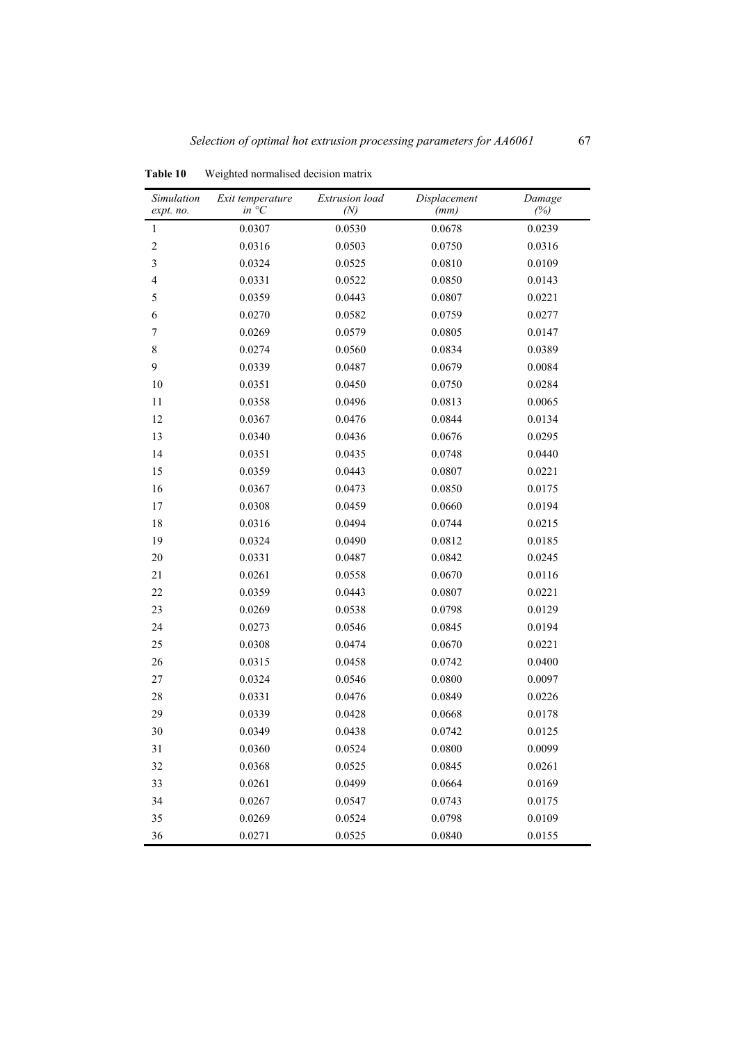**Table 10** Weighted normalised decision matrix

| *Simulation expt. no.* | *Exit temperature in °C* | *Extrusion load (N)* | *Displacement (mm)* | *Damage (%)* |
|---|---|---|---|---|
| 1 | 0.0307 | 0.0530 | 0.0678 | 0.0239 |
| 2 | 0.0316 | 0.0503 | 0.0750 | 0.0316 |
| 3 | 0.0324 | 0.0525 | 0.0810 | 0.0109 |
| 4 | 0.0331 | 0.0522 | 0.0850 | 0.0143 |
| 5 | 0.0359 | 0.0443 | 0.0807 | 0.0221 |
| 6 | 0.0270 | 0.0582 | 0.0759 | 0.0277 |
| 7 | 0.0269 | 0.0579 | 0.0805 | 0.0147 |
| 8 | 0.0274 | 0.0560 | 0.0834 | 0.0389 |
| 9 | 0.0339 | 0.0487 | 0.0679 | 0.0084 |
| 10 | 0.0351 | 0.0450 | 0.0750 | 0.0284 |
| 11 | 0.0358 | 0.0496 | 0.0813 | 0.0065 |
| 12 | 0.0367 | 0.0476 | 0.0844 | 0.0134 |
| 13 | 0.0340 | 0.0436 | 0.0676 | 0.0295 |
| 14 | 0.0351 | 0.0435 | 0.0748 | 0.0440 |
| 15 | 0.0359 | 0.0443 | 0.0807 | 0.0221 |
| 16 | 0.0367 | 0.0473 | 0.0850 | 0.0175 |
| 17 | 0.0308 | 0.0459 | 0.0660 | 0.0194 |
| 18 | 0.0316 | 0.0494 | 0.0744 | 0.0215 |
| 19 | 0.0324 | 0.0490 | 0.0812 | 0.0185 |
| 20 | 0.0331 | 0.0487 | 0.0842 | 0.0245 |
| 21 | 0.0261 | 0.0558 | 0.0670 | 0.0116 |
| 22 | 0.0359 | 0.0443 | 0.0807 | 0.0221 |
| 23 | 0.0269 | 0.0538 | 0.0798 | 0.0129 |
| 24 | 0.0273 | 0.0546 | 0.0845 | 0.0194 |
| 25 | 0.0308 | 0.0474 | 0.0670 | 0.0221 |
| 26 | 0.0315 | 0.0458 | 0.0742 | 0.0400 |
| 27 | 0.0324 | 0.0546 | 0.0800 | 0.0097 |
| 28 | 0.0331 | 0.0476 | 0.0849 | 0.0226 |
| 29 | 0.0339 | 0.0428 | 0.0668 | 0.0178 |
| 30 | 0.0349 | 0.0438 | 0.0742 | 0.0125 |
| 31 | 0.0360 | 0.0524 | 0.0800 | 0.0099 |
| 32 | 0.0368 | 0.0525 | 0.0845 | 0.0261 |
| 33 | 0.0261 | 0.0499 | 0.0664 | 0.0169 |
| 34 | 0.0267 | 0.0547 | 0.0743 | 0.0175 |
| 35 | 0.0269 | 0.0524 | 0.0798 | 0.0109 |
| 36 | 0.0271 | 0.0525 | 0.0840 | 0.0155 |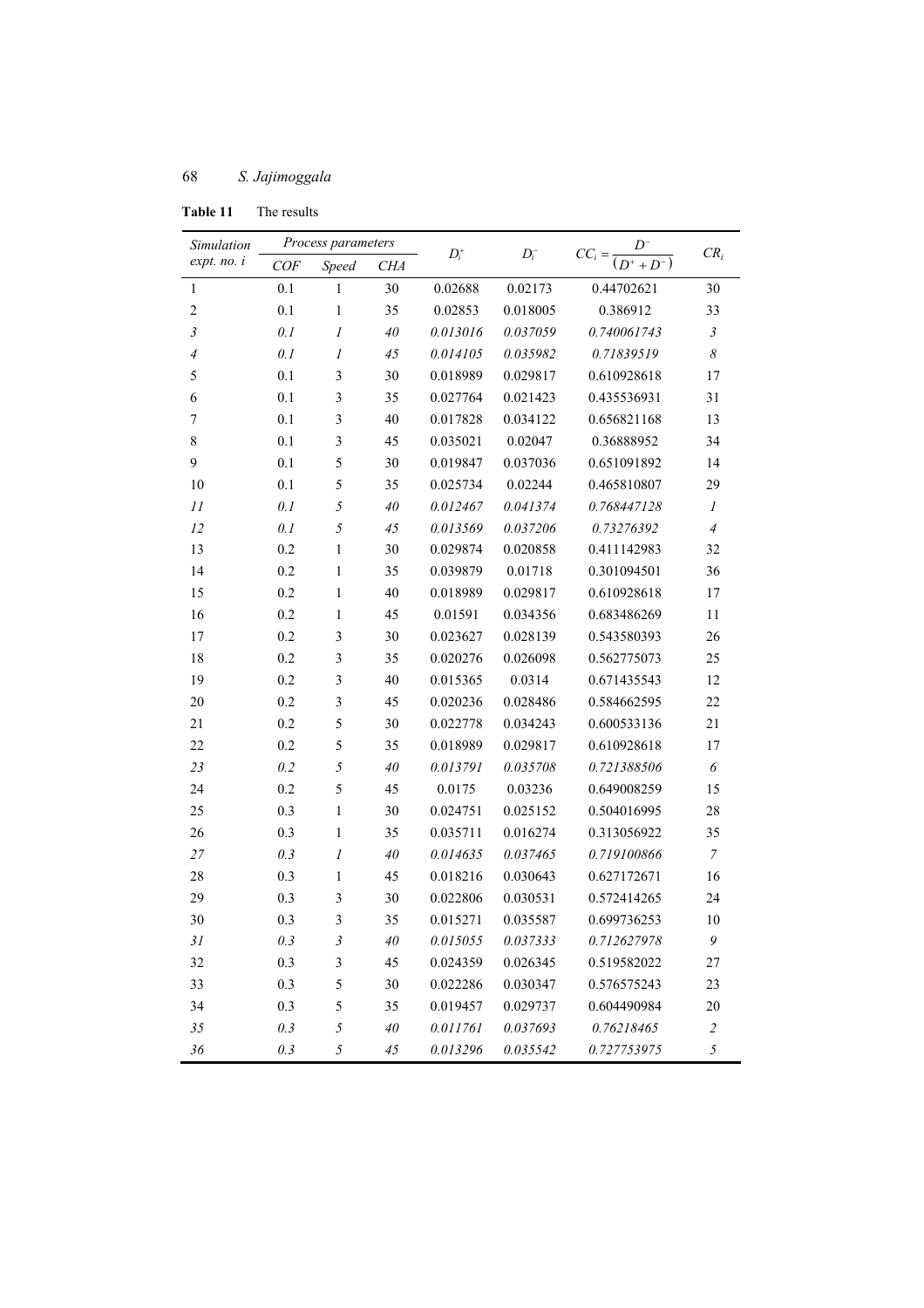**Table 11** The results

| *Simulation expt. no. i* | *Process parameters* | | | $D_i^+$ | $D_i^-$ | $CC_i = \dfrac{D^-}{(D^+ + D^-)}$ | $CR_i$ |
|---|---|---|---|---|---|---|---|
| | *COF* | *Speed* | *CHA* | | | | |
| 1 | 0.1 | 1 | 30 | 0.02688 | 0.02173 | 0.44702621 | 30 |
| 2 | 0.1 | 1 | 35 | 0.02853 | 0.018005 | 0.386912 | 33 |
| *3* | *0.1* | *1* | *40* | *0.013016* | *0.037059* | *0.740061743* | *3* |
| *4* | *0.1* | *1* | *45* | *0.014105* | *0.035982* | *0.71839519* | *8* |
| 5 | 0.1 | 3 | 30 | 0.018989 | 0.029817 | 0.610928618 | 17 |
| 6 | 0.1 | 3 | 35 | 0.027764 | 0.021423 | 0.435536931 | 31 |
| 7 | 0.1 | 3 | 40 | 0.017828 | 0.034122 | 0.656821168 | 13 |
| 8 | 0.1 | 3 | 45 | 0.035021 | 0.02047 | 0.36888952 | 34 |
| 9 | 0.1 | 5 | 30 | 0.019847 | 0.037036 | 0.651091892 | 14 |
| 10 | 0.1 | 5 | 35 | 0.025734 | 0.02244 | 0.465810807 | 29 |
| *11* | *0.1* | *5* | *40* | *0.012467* | *0.041374* | *0.768447128* | *1* |
| *12* | *0.1* | *5* | *45* | *0.013569* | *0.037206* | *0.73276392* | *4* |
| 13 | 0.2 | 1 | 30 | 0.029874 | 0.020858 | 0.411142983 | 32 |
| 14 | 0.2 | 1 | 35 | 0.039879 | 0.01718 | 0.301094501 | 36 |
| 15 | 0.2 | 1 | 40 | 0.018989 | 0.029817 | 0.610928618 | 17 |
| 16 | 0.2 | 1 | 45 | 0.01591 | 0.034356 | 0.683486269 | 11 |
| 17 | 0.2 | 3 | 30 | 0.023627 | 0.028139 | 0.543580393 | 26 |
| 18 | 0.2 | 3 | 35 | 0.020276 | 0.026098 | 0.562775073 | 25 |
| 19 | 0.2 | 3 | 40 | 0.015365 | 0.0314 | 0.671435543 | 12 |
| 20 | 0.2 | 3 | 45 | 0.020236 | 0.028486 | 0.584662595 | 22 |
| 21 | 0.2 | 5 | 30 | 0.022778 | 0.034243 | 0.600533136 | 21 |
| 22 | 0.2 | 5 | 35 | 0.018989 | 0.029817 | 0.610928618 | 17 |
| *23* | *0.2* | *5* | *40* | *0.013791* | *0.035708* | *0.721388506* | *6* |
| 24 | 0.2 | 5 | 45 | 0.0175 | 0.03236 | 0.649008259 | 15 |
| 25 | 0.3 | 1 | 30 | 0.024751 | 0.025152 | 0.504016995 | 28 |
| 26 | 0.3 | 1 | 35 | 0.035711 | 0.016274 | 0.313056922 | 35 |
| *27* | *0.3* | *1* | *40* | *0.014635* | *0.037465* | *0.719100866* | *7* |
| 28 | 0.3 | 1 | 45 | 0.018216 | 0.030643 | 0.627172671 | 16 |
| 29 | 0.3 | 3 | 30 | 0.022806 | 0.030531 | 0.572414265 | 24 |
| 30 | 0.3 | 3 | 35 | 0.015271 | 0.035587 | 0.699736253 | 10 |
| *31* | *0.3* | *3* | *40* | *0.015055* | *0.037333* | *0.712627978* | *9* |
| 32 | 0.3 | 3 | 45 | 0.024359 | 0.026345 | 0.519582022 | 27 |
| 33 | 0.3 | 5 | 30 | 0.022286 | 0.030347 | 0.576575243 | 23 |
| 34 | 0.3 | 5 | 35 | 0.019457 | 0.029737 | 0.604490984 | 20 |
| *35* | *0.3* | *5* | *40* | *0.011761* | *0.037693* | *0.76218465* | *2* |
| *36* | *0.3* | *5* | *45* | *0.013296* | *0.035542* | *0.727753975* | *5* |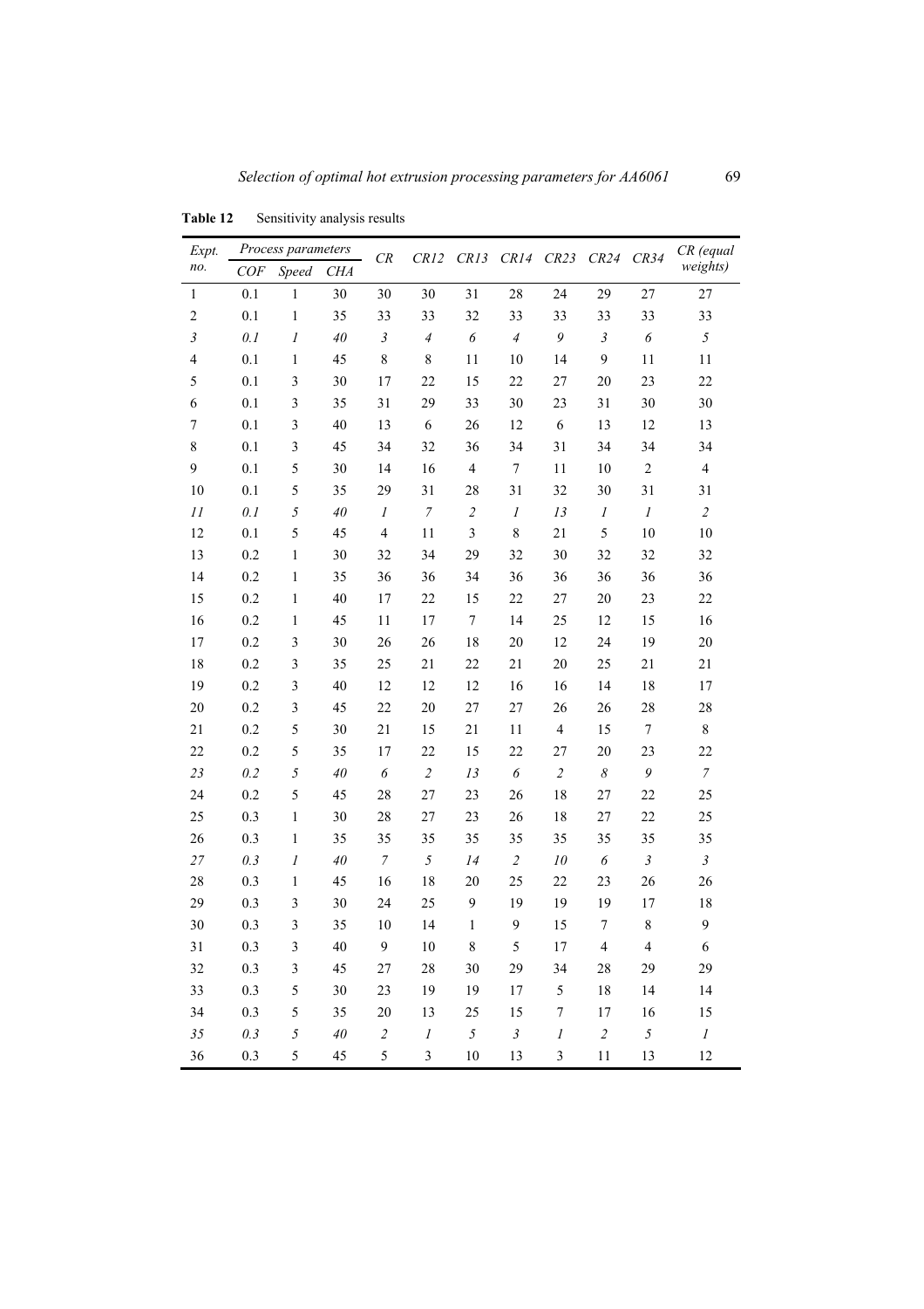**Table 12** Sensitivity analysis results

| Expt. no. | Process parameters | | | CR | CR12 | CR13 | CR14 | CR23 | CR24 | CR34 | CR (equal weights) |
|---|---|---|---|---|---|---|---|---|---|---|---|
| | COF | Speed | CHA | | | | | | | | |
| 1 | 0.1 | 1 | 30 | 30 | 30 | 31 | 28 | 24 | 29 | 27 | 27 |
| 2 | 0.1 | 1 | 35 | 33 | 33 | 32 | 33 | 33 | 33 | 33 | 33 |
| *3* | *0.1* | *1* | *40* | *3* | *4* | *6* | *4* | *9* | *3* | *6* | *5* |
| 4 | 0.1 | 1 | 45 | 8 | 8 | 11 | 10 | 14 | 9 | 11 | 11 |
| 5 | 0.1 | 3 | 30 | 17 | 22 | 15 | 22 | 27 | 20 | 23 | 22 |
| 6 | 0.1 | 3 | 35 | 31 | 29 | 33 | 30 | 23 | 31 | 30 | 30 |
| 7 | 0.1 | 3 | 40 | 13 | 6 | 26 | 12 | 6 | 13 | 12 | 13 |
| 8 | 0.1 | 3 | 45 | 34 | 32 | 36 | 34 | 31 | 34 | 34 | 34 |
| 9 | 0.1 | 5 | 30 | 14 | 16 | 4 | 7 | 11 | 10 | 2 | 4 |
| 10 | 0.1 | 5 | 35 | 29 | 31 | 28 | 31 | 32 | 30 | 31 | 31 |
| *11* | *0.1* | *5* | *40* | *1* | *7* | *2* | *1* | *13* | *1* | *1* | *2* |
| 12 | 0.1 | 5 | 45 | 4 | 11 | 3 | 8 | 21 | 5 | 10 | 10 |
| 13 | 0.2 | 1 | 30 | 32 | 34 | 29 | 32 | 30 | 32 | 32 | 32 |
| 14 | 0.2 | 1 | 35 | 36 | 36 | 34 | 36 | 36 | 36 | 36 | 36 |
| 15 | 0.2 | 1 | 40 | 17 | 22 | 15 | 22 | 27 | 20 | 23 | 22 |
| 16 | 0.2 | 1 | 45 | 11 | 17 | 7 | 14 | 25 | 12 | 15 | 16 |
| 17 | 0.2 | 3 | 30 | 26 | 26 | 18 | 20 | 12 | 24 | 19 | 20 |
| 18 | 0.2 | 3 | 35 | 25 | 21 | 22 | 21 | 20 | 25 | 21 | 21 |
| 19 | 0.2 | 3 | 40 | 12 | 12 | 12 | 16 | 16 | 14 | 18 | 17 |
| 20 | 0.2 | 3 | 45 | 22 | 20 | 27 | 27 | 26 | 26 | 28 | 28 |
| 21 | 0.2 | 5 | 30 | 21 | 15 | 21 | 11 | 4 | 15 | 7 | 8 |
| 22 | 0.2 | 5 | 35 | 17 | 22 | 15 | 22 | 27 | 20 | 23 | 22 |
| *23* | *0.2* | *5* | *40* | *6* | *2* | *13* | *6* | *2* | *8* | *9* | *7* |
| 24 | 0.2 | 5 | 45 | 28 | 27 | 23 | 26 | 18 | 27 | 22 | 25 |
| 25 | 0.3 | 1 | 30 | 28 | 27 | 23 | 26 | 18 | 27 | 22 | 25 |
| 26 | 0.3 | 1 | 35 | 35 | 35 | 35 | 35 | 35 | 35 | 35 | 35 |
| *27* | *0.3* | *1* | *40* | *7* | *5* | *14* | *2* | *10* | *6* | *3* | *3* |
| 28 | 0.3 | 1 | 45 | 16 | 18 | 20 | 25 | 22 | 23 | 26 | 26 |
| 29 | 0.3 | 3 | 30 | 24 | 25 | 9 | 19 | 19 | 19 | 17 | 18 |
| 30 | 0.3 | 3 | 35 | 10 | 14 | 1 | 9 | 15 | 7 | 8 | 9 |
| 31 | 0.3 | 3 | 40 | 9 | 10 | 8 | 5 | 17 | 4 | 4 | 6 |
| 32 | 0.3 | 3 | 45 | 27 | 28 | 30 | 29 | 34 | 28 | 29 | 29 |
| 33 | 0.3 | 5 | 30 | 23 | 19 | 19 | 17 | 5 | 18 | 14 | 14 |
| 34 | 0.3 | 5 | 35 | 20 | 13 | 25 | 15 | 7 | 17 | 16 | 15 |
| *35* | *0.3* | *5* | *40* | *2* | *1* | *5* | *3* | *1* | *2* | *5* | *1* |
| 36 | 0.3 | 5 | 45 | 5 | 3 | 10 | 13 | 3 | 11 | 13 | 12 |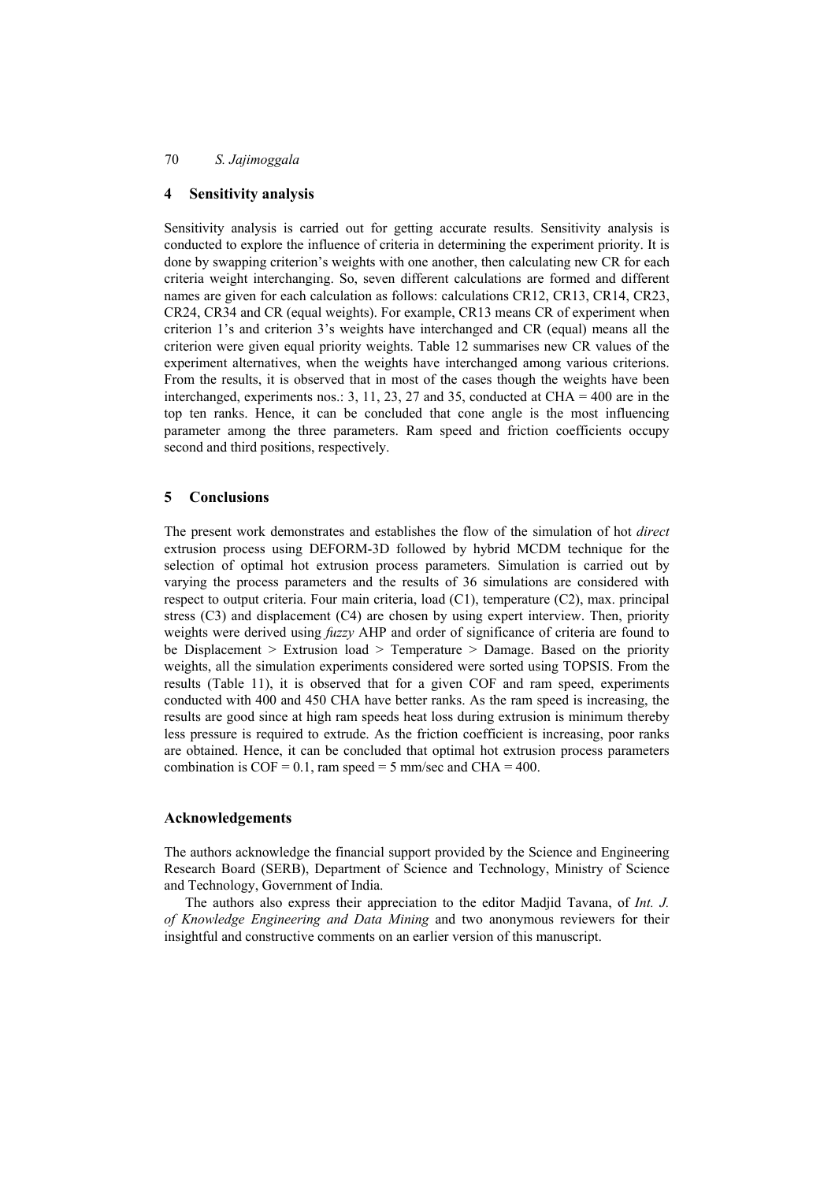## 4 Sensitivity analysis

Sensitivity analysis is carried out for getting accurate results. Sensitivity analysis is conducted to explore the influence of criteria in determining the experiment priority. It is done by swapping criterion's weights with one another, then calculating new CR for each criteria weight interchanging. So, seven different calculations are formed and different names are given for each calculation as follows: calculations CR12, CR13, CR14, CR23, CR24, CR34 and CR (equal weights). For example, CR13 means CR of experiment when criterion 1's and criterion 3's weights have interchanged and CR (equal) means all the criterion were given equal priority weights. Table 12 summarises new CR values of the experiment alternatives, when the weights have interchanged among various criterions. From the results, it is observed that in most of the cases though the weights have been interchanged, experiments nos.: 3, 11, 23, 27 and 35, conducted at CHA = 400 are in the top ten ranks. Hence, it can be concluded that cone angle is the most influencing parameter among the three parameters. Ram speed and friction coefficients occupy second and third positions, respectively.

## 5 Conclusions

The present work demonstrates and establishes the flow of the simulation of hot *direct* extrusion process using DEFORM-3D followed by hybrid MCDM technique for the selection of optimal hot extrusion process parameters. Simulation is carried out by varying the process parameters and the results of 36 simulations are considered with respect to output criteria. Four main criteria, load (C1), temperature (C2), max. principal stress (C3) and displacement (C4) are chosen by using expert interview. Then, priority weights were derived using *fuzzy* AHP and order of significance of criteria are found to be Displacement > Extrusion load > Temperature > Damage. Based on the priority weights, all the simulation experiments considered were sorted using TOPSIS. From the results (Table 11), it is observed that for a given COF and ram speed, experiments conducted with 400 and 450 CHA have better ranks. As the ram speed is increasing, the results are good since at high ram speeds heat loss during extrusion is minimum thereby less pressure is required to extrude. As the friction coefficient is increasing, poor ranks are obtained. Hence, it can be concluded that optimal hot extrusion process parameters combination is COF = 0.1, ram speed = 5 mm/sec and CHA = 400.

## Acknowledgements

The authors acknowledge the financial support provided by the Science and Engineering Research Board (SERB), Department of Science and Technology, Ministry of Science and Technology, Government of India.

The authors also express their appreciation to the editor Madjid Tavana, of *Int. J. of Knowledge Engineering and Data Mining* and two anonymous reviewers for their insightful and constructive comments on an earlier version of this manuscript.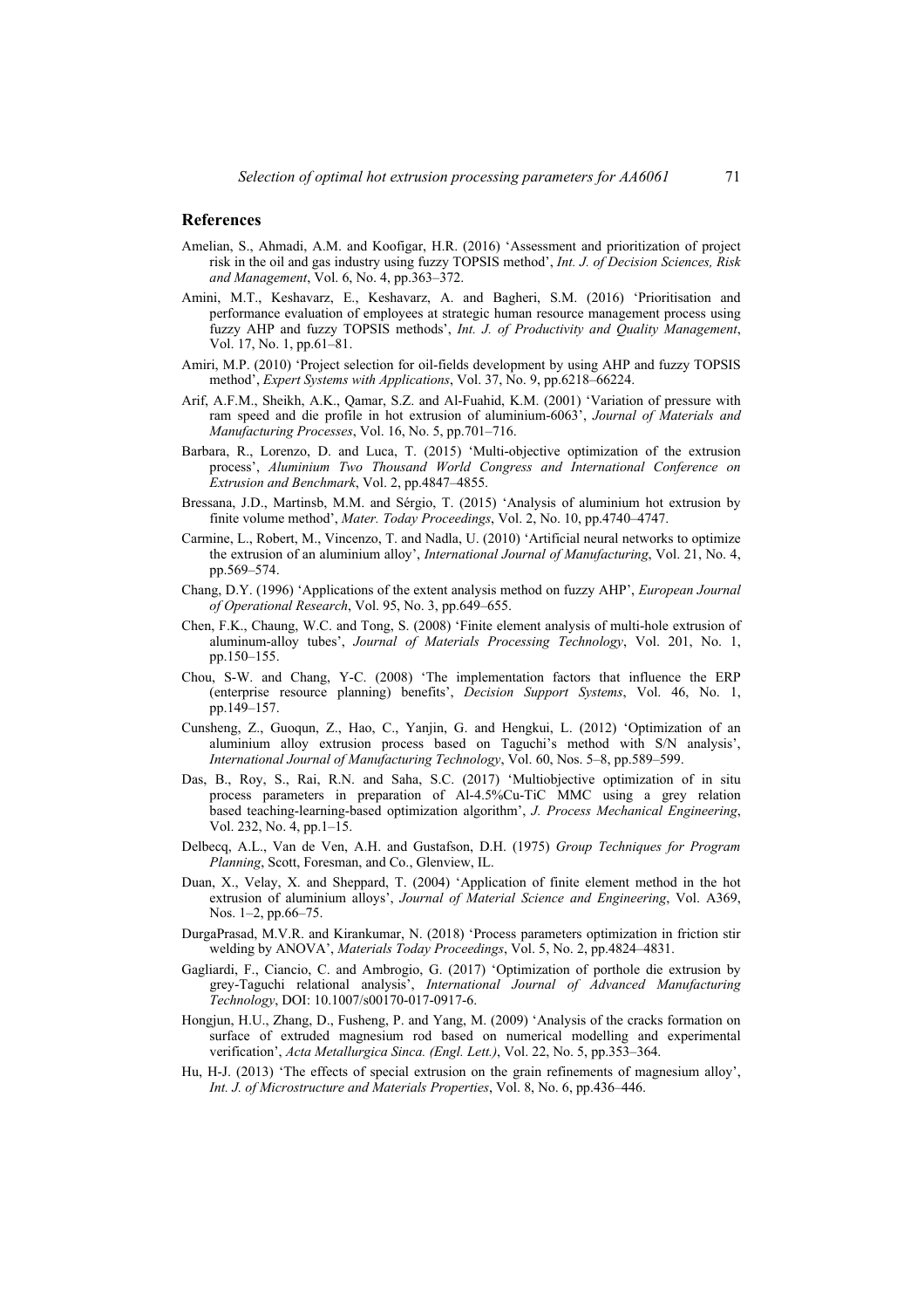## References

Amelian, S., Ahmadi, A.M. and Koofigar, H.R. (2016) 'Assessment and prioritization of project risk in the oil and gas industry using fuzzy TOPSIS method', *Int. J. of Decision Sciences, Risk and Management*, Vol. 6, No. 4, pp.363–372.

Amini, M.T., Keshavarz, E., Keshavarz, A. and Bagheri, S.M. (2016) 'Prioritisation and performance evaluation of employees at strategic human resource management process using fuzzy AHP and fuzzy TOPSIS methods', *Int. J. of Productivity and Quality Management*, Vol. 17, No. 1, pp.61–81.

Amiri, M.P. (2010) 'Project selection for oil-fields development by using AHP and fuzzy TOPSIS method', *Expert Systems with Applications*, Vol. 37, No. 9, pp.6218–66224.

Arif, A.F.M., Sheikh, A.K., Qamar, S.Z. and Al-Fuahid, K.M. (2001) 'Variation of pressure with ram speed and die profile in hot extrusion of aluminium-6063', *Journal of Materials and Manufacturing Processes*, Vol. 16, No. 5, pp.701–716.

Barbara, R., Lorenzo, D. and Luca, T. (2015) 'Multi-objective optimization of the extrusion process', *Aluminium Two Thousand World Congress and International Conference on Extrusion and Benchmark*, Vol. 2, pp.4847–4855.

Bressana, J.D., Martinsb, M.M. and Sérgio, T. (2015) 'Analysis of aluminium hot extrusion by finite volume method', *Mater. Today Proceedings*, Vol. 2, No. 10, pp.4740–4747.

Carmine, L., Robert, M., Vincenzo, T. and Nadla, U. (2010) 'Artificial neural networks to optimize the extrusion of an aluminium alloy', *International Journal of Manufacturing*, Vol. 21, No. 4, pp.569–574.

Chang, D.Y. (1996) 'Applications of the extent analysis method on fuzzy AHP', *European Journal of Operational Research*, Vol. 95, No. 3, pp.649–655.

Chen, F.K., Chaung, W.C. and Tong, S. (2008) 'Finite element analysis of multi-hole extrusion of aluminum-alloy tubes', *Journal of Materials Processing Technology*, Vol. 201, No. 1, pp.150–155.

Chou, S-W. and Chang, Y-C. (2008) 'The implementation factors that influence the ERP (enterprise resource planning) benefits', *Decision Support Systems*, Vol. 46, No. 1, pp.149–157.

Cunsheng, Z., Guoqun, Z., Hao, C., Yanjin, G. and Hengkui, L. (2012) 'Optimization of an aluminium alloy extrusion process based on Taguchi's method with S/N analysis', *International Journal of Manufacturing Technology*, Vol. 60, Nos. 5–8, pp.589–599.

Das, B., Roy, S., Rai, R.N. and Saha, S.C. (2017) 'Multiobjective optimization of in situ process parameters in preparation of Al-4.5%Cu-TiC MMC using a grey relation based teaching-learning-based optimization algorithm', *J. Process Mechanical Engineering*, Vol. 232, No. 4, pp.1–15.

Delbecq, A.L., Van de Ven, A.H. and Gustafson, D.H. (1975) *Group Techniques for Program Planning*, Scott, Foresman, and Co., Glenview, IL.

Duan, X., Velay, X. and Sheppard, T. (2004) 'Application of finite element method in the hot extrusion of aluminium alloys', *Journal of Material Science and Engineering*, Vol. A369, Nos. 1–2, pp.66–75.

DurgaPrasad, M.V.R. and Kirankumar, N. (2018) 'Process parameters optimization in friction stir welding by ANOVA', *Materials Today Proceedings*, Vol. 5, No. 2, pp.4824–4831.

Gagliardi, F., Ciancio, C. and Ambrogio, G. (2017) 'Optimization of porthole die extrusion by grey-Taguchi relational analysis', *International Journal of Advanced Manufacturing Technology*, DOI: 10.1007/s00170-017-0917-6.

Hongjun, H.U., Zhang, D., Fusheng, P. and Yang, M. (2009) 'Analysis of the cracks formation on surface of extruded magnesium rod based on numerical modelling and experimental verification', *Acta Metallurgica Sinca. (Engl. Lett.)*, Vol. 22, No. 5, pp.353–364.

Hu, H-J. (2013) 'The effects of special extrusion on the grain refinements of magnesium alloy', *Int. J. of Microstructure and Materials Properties*, Vol. 8, No. 6, pp.436–446.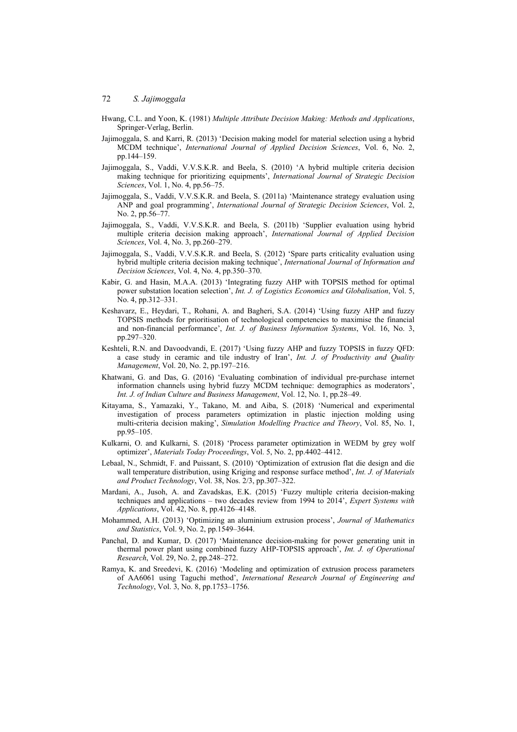Hwang, C.L. and Yoon, K. (1981) *Multiple Attribute Decision Making: Methods and Applications*, Springer-Verlag, Berlin.

Jajimoggala, S. and Karri, R. (2013) 'Decision making model for material selection using a hybrid MCDM technique', *International Journal of Applied Decision Sciences*, Vol. 6, No. 2, pp.144–159.

Jajimoggala, S., Vaddi, V.V.S.K.R. and Beela, S. (2010) 'A hybrid multiple criteria decision making technique for prioritizing equipments', *International Journal of Strategic Decision Sciences*, Vol. 1, No. 4, pp.56–75.

Jajimoggala, S., Vaddi, V.V.S.K.R. and Beela, S. (2011a) 'Maintenance strategy evaluation using ANP and goal programming', *International Journal of Strategic Decision Sciences*, Vol. 2, No. 2, pp.56–77.

Jajimoggala, S., Vaddi, V.V.S.K.R. and Beela, S. (2011b) 'Supplier evaluation using hybrid multiple criteria decision making approach', *International Journal of Applied Decision Sciences*, Vol. 4, No. 3, pp.260–279.

Jajimoggala, S., Vaddi, V.V.S.K.R. and Beela, S. (2012) 'Spare parts criticality evaluation using hybrid multiple criteria decision making technique', *International Journal of Information and Decision Sciences*, Vol. 4, No. 4, pp.350–370.

Kabir, G. and Hasin, M.A.A. (2013) 'Integrating fuzzy AHP with TOPSIS method for optimal power substation location selection', *Int. J. of Logistics Economics and Globalisation*, Vol. 5, No. 4, pp.312–331.

Keshavarz, E., Heydari, T., Rohani, A. and Bagheri, S.A. (2014) 'Using fuzzy AHP and fuzzy TOPSIS methods for prioritisation of technological competencies to maximise the financial and non-financial performance', *Int. J. of Business Information Systems*, Vol. 16, No. 3, pp.297–320.

Keshteli, R.N. and Davoodvandi, E. (2017) 'Using fuzzy AHP and fuzzy TOPSIS in fuzzy QFD: a case study in ceramic and tile industry of Iran', *Int. J. of Productivity and Quality Management*, Vol. 20, No. 2, pp.197–216.

Khatwani, G. and Das, G. (2016) 'Evaluating combination of individual pre-purchase internet information channels using hybrid fuzzy MCDM technique: demographics as moderators', *Int. J. of Indian Culture and Business Management*, Vol. 12, No. 1, pp.28–49.

Kitayama, S., Yamazaki, Y., Takano, M. and Aiba, S. (2018) 'Numerical and experimental investigation of process parameters optimization in plastic injection molding using multi-criteria decision making', *Simulation Modelling Practice and Theory*, Vol. 85, No. 1, pp.95–105.

Kulkarni, O. and Kulkarni, S. (2018) 'Process parameter optimization in WEDM by grey wolf optimizer', *Materials Today Proceedings*, Vol. 5, No. 2, pp.4402–4412.

Lebaal, N., Schmidt, F. and Puissant, S. (2010) 'Optimization of extrusion flat die design and die wall temperature distribution, using Kriging and response surface method', *Int. J. of Materials and Product Technology*, Vol. 38, Nos. 2/3, pp.307–322.

Mardani, A., Jusoh, A. and Zavadskas, E.K. (2015) 'Fuzzy multiple criteria decision-making techniques and applications – two decades review from 1994 to 2014', *Expert Systems with Applications*, Vol. 42, No. 8, pp.4126–4148.

Mohammed, A.H. (2013) 'Optimizing an aluminium extrusion process', *Journal of Mathematics and Statistics*, Vol. 9, No. 2, pp.1549–3644.

Panchal, D. and Kumar, D. (2017) 'Maintenance decision-making for power generating unit in thermal power plant using combined fuzzy AHP-TOPSIS approach', *Int. J. of Operational Research*, Vol. 29, No. 2, pp.248–272.

Ramya, K. and Sreedevi, K. (2016) 'Modeling and optimization of extrusion process parameters of AA6061 using Taguchi method', *International Research Journal of Engineering and Technology*, Vol. 3, No. 8, pp.1753–1756.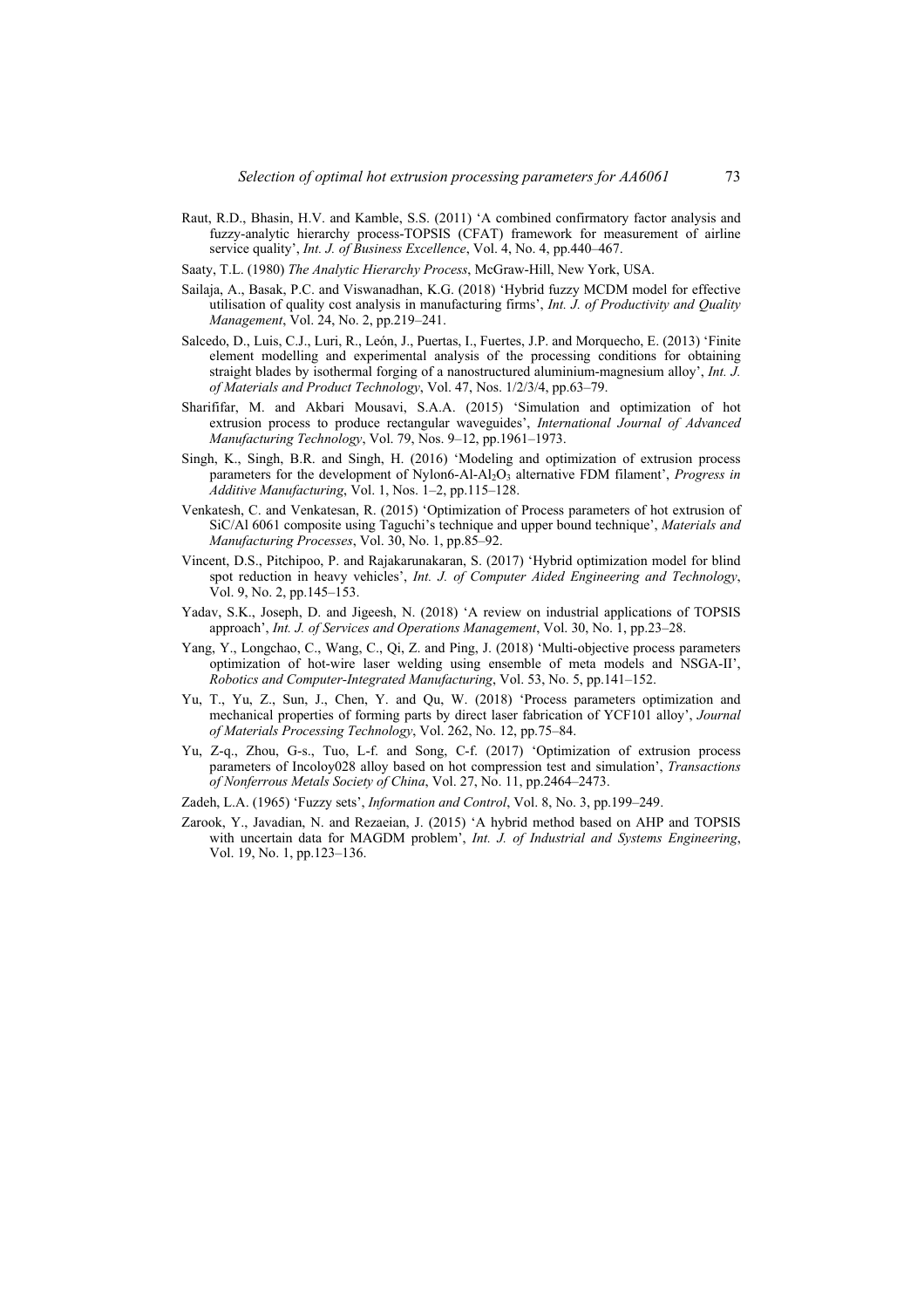Raut, R.D., Bhasin, H.V. and Kamble, S.S. (2011) 'A combined confirmatory factor analysis and fuzzy-analytic hierarchy process-TOPSIS (CFAT) framework for measurement of airline service quality', *Int. J. of Business Excellence*, Vol. 4, No. 4, pp.440–467.

Saaty, T.L. (1980) *The Analytic Hierarchy Process*, McGraw-Hill, New York, USA.

Sailaja, A., Basak, P.C. and Viswanadhan, K.G. (2018) 'Hybrid fuzzy MCDM model for effective utilisation of quality cost analysis in manufacturing firms', *Int. J. of Productivity and Quality Management*, Vol. 24, No. 2, pp.219–241.

Salcedo, D., Luis, C.J., Luri, R., León, J., Puertas, I., Fuertes, J.P. and Morquecho, E. (2013) 'Finite element modelling and experimental analysis of the processing conditions for obtaining straight blades by isothermal forging of a nanostructured aluminium-magnesium alloy', *Int. J. of Materials and Product Technology*, Vol. 47, Nos. 1/2/3/4, pp.63–79.

Sharififar, M. and Akbari Mousavi, S.A.A. (2015) 'Simulation and optimization of hot extrusion process to produce rectangular waveguides', *International Journal of Advanced Manufacturing Technology*, Vol. 79, Nos. 9–12, pp.1961–1973.

Singh, K., Singh, B.R. and Singh, H. (2016) 'Modeling and optimization of extrusion process parameters for the development of Nylon6-Al-$Al_2O_3$ alternative FDM filament', *Progress in Additive Manufacturing*, Vol. 1, Nos. 1–2, pp.115–128.

Venkatesh, C. and Venkatesan, R. (2015) 'Optimization of Process parameters of hot extrusion of SiC/Al 6061 composite using Taguchi's technique and upper bound technique', *Materials and Manufacturing Processes*, Vol. 30, No. 1, pp.85–92.

Vincent, D.S., Pitchipoo, P. and Rajakarunakaran, S. (2017) 'Hybrid optimization model for blind spot reduction in heavy vehicles', *Int. J. of Computer Aided Engineering and Technology*, Vol. 9, No. 2, pp.145–153.

Yadav, S.K., Joseph, D. and Jigeesh, N. (2018) 'A review on industrial applications of TOPSIS approach', *Int. J. of Services and Operations Management*, Vol. 30, No. 1, pp.23–28.

Yang, Y., Longchao, C., Wang, C., Qi, Z. and Ping, J. (2018) 'Multi-objective process parameters optimization of hot-wire laser welding using ensemble of meta models and NSGA-II', *Robotics and Computer-Integrated Manufacturing*, Vol. 53, No. 5, pp.141–152.

Yu, T., Yu, Z., Sun, J., Chen, Y. and Qu, W. (2018) 'Process parameters optimization and mechanical properties of forming parts by direct laser fabrication of YCF101 alloy', *Journal of Materials Processing Technology*, Vol. 262, No. 12, pp.75–84.

Yu, Z-q., Zhou, G-s., Tuo, L-f. and Song, C-f. (2017) 'Optimization of extrusion process parameters of Incoloy028 alloy based on hot compression test and simulation', *Transactions of Nonferrous Metals Society of China*, Vol. 27, No. 11, pp.2464–2473.

Zadeh, L.A. (1965) 'Fuzzy sets', *Information and Control*, Vol. 8, No. 3, pp.199–249.

Zarook, Y., Javadian, N. and Rezaeian, J. (2015) 'A hybrid method based on AHP and TOPSIS with uncertain data for MAGDM problem', *Int. J. of Industrial and Systems Engineering*, Vol. 19, No. 1, pp.123–136.